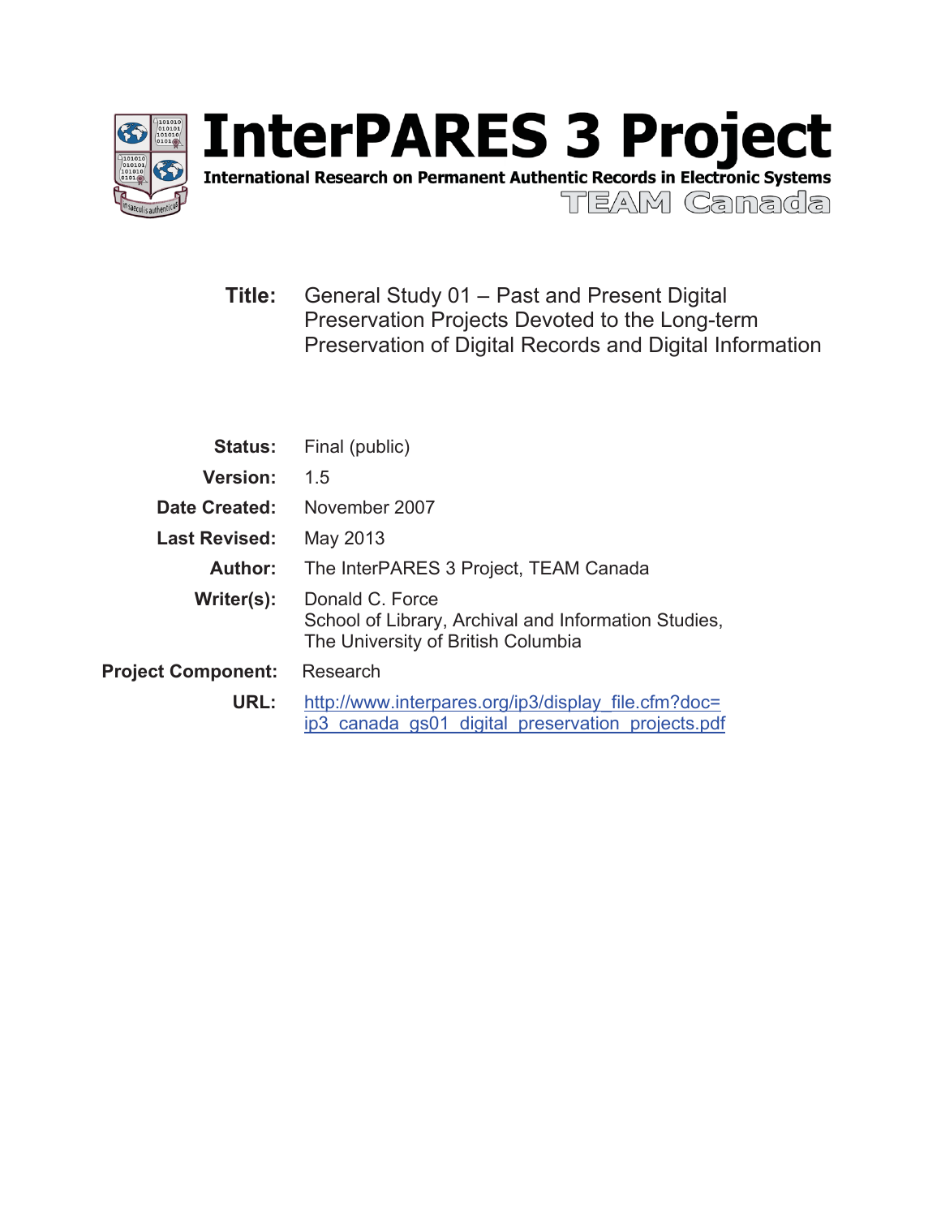# InterPARES 3 Project

**International Research on Permanent Authentic Records in Electronic Systems**

TEAM Canada

**Title:** General Study 01 – Past and Present Digital Preservation Projects Devoted to the Long-term Preservation of Digital Records and Digital Information

**Status:** Final (public)

**Version:** 1.5

**Date Created:** November 2007

**Last Revised:** May 2013

**Author:** The InterPARES 3 Project, TEAM Canada

**Writer(s):** Donald C. Force
School of Library, Archival and Information Studies,
The University of British Columbia

**Project Component:** Research

**URL:** http://www.interpares.org/ip3/display_file.cfm?doc=ip3_canada_gs01_digital_preservation_projects.pdf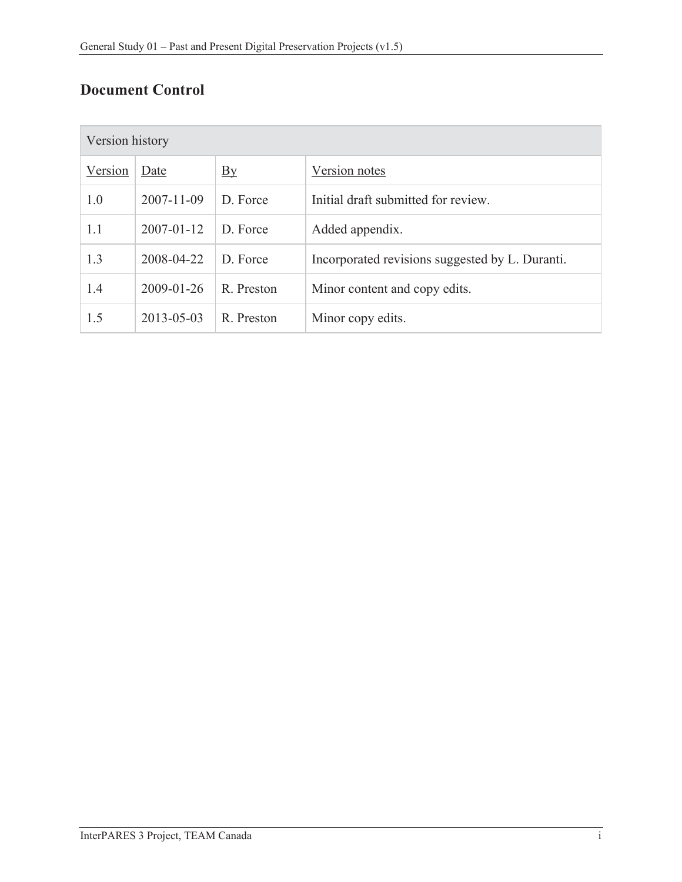## Document Control

| Version history | | | |
|---|---|---|---|
| Version | Date | By | Version notes |
| 1.0 | 2007-11-09 | D. Force | Initial draft submitted for review. |
| 1.1 | 2007-01-12 | D. Force | Added appendix. |
| 1.3 | 2008-04-22 | D. Force | Incorporated revisions suggested by L. Duranti. |
| 1.4 | 2009-01-26 | R. Preston | Minor content and copy edits. |
| 1.5 | 2013-05-03 | R. Preston | Minor copy edits. |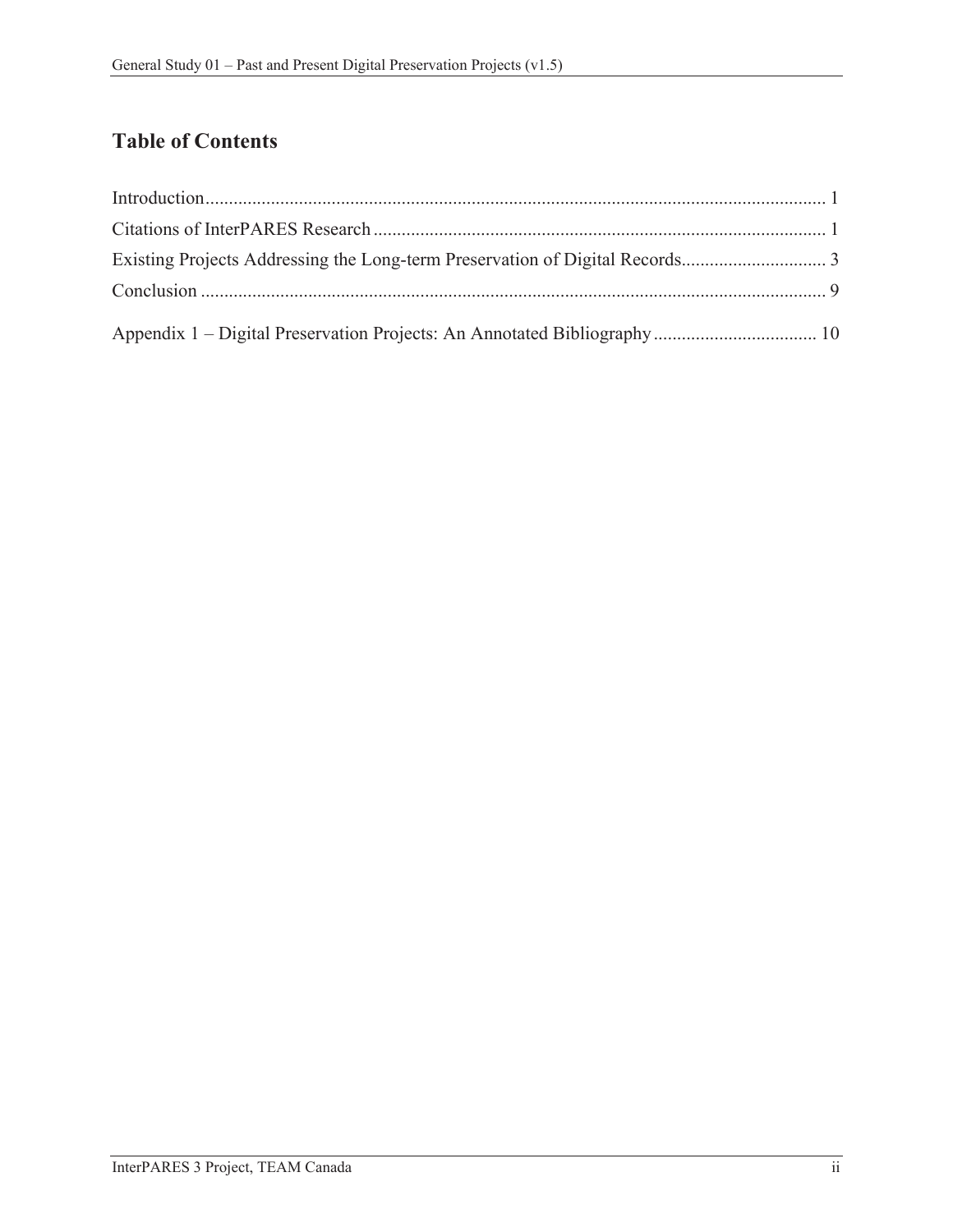# Table of Contents

Introduction ........................................................................................................................................ 1
Citations of InterPARES Research .................................................................................................. 1
Existing Projects Addressing the Long-term Preservation of Digital Records ................................ 3
Conclusion ........................................................................................................................................ 9

Appendix 1 – Digital Preservation Projects: An Annotated Bibliography .................................... 10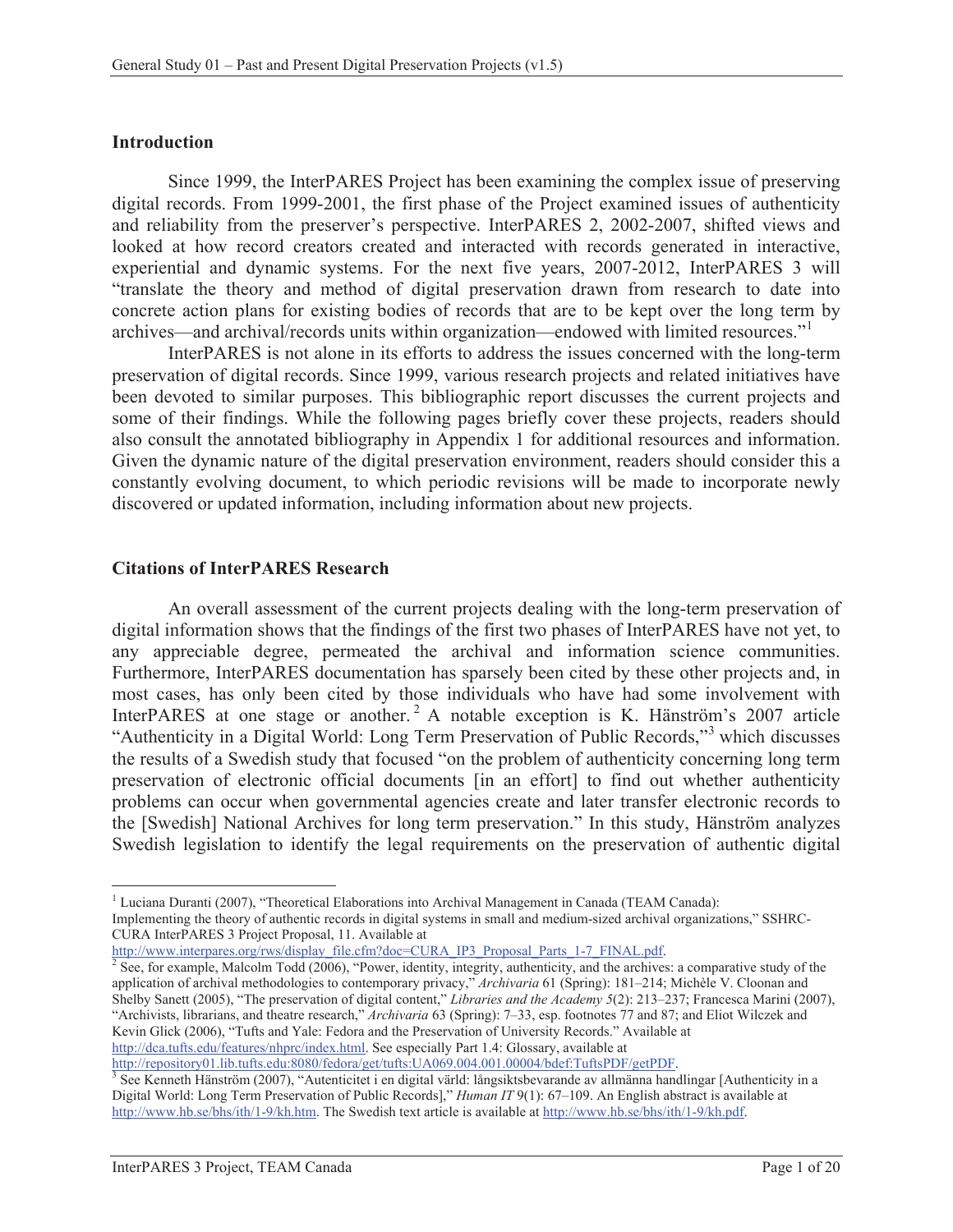## Introduction

Since 1999, the InterPARES Project has been examining the complex issue of preserving digital records. From 1999-2001, the first phase of the Project examined issues of authenticity and reliability from the preserver's perspective. InterPARES 2, 2002-2007, shifted views and looked at how record creators created and interacted with records generated in interactive, experiential and dynamic systems. For the next five years, 2007-2012, InterPARES 3 will "translate the theory and method of digital preservation drawn from research to date into concrete action plans for existing bodies of records that are to be kept over the long term by archives—and archival/records units within organization—endowed with limited resources."[1]

InterPARES is not alone in its efforts to address the issues concerned with the long-term preservation of digital records. Since 1999, various research projects and related initiatives have been devoted to similar purposes. This bibliographic report discusses the current projects and some of their findings. While the following pages briefly cover these projects, readers should also consult the annotated bibliography in Appendix 1 for additional resources and information. Given the dynamic nature of the digital preservation environment, readers should consider this a constantly evolving document, to which periodic revisions will be made to incorporate newly discovered or updated information, including information about new projects.

## Citations of InterPARES Research

An overall assessment of the current projects dealing with the long-term preservation of digital information shows that the findings of the first two phases of InterPARES have not yet, to any appreciable degree, permeated the archival and information science communities. Furthermore, InterPARES documentation has sparsely been cited by these other projects and, in most cases, has only been cited by those individuals who have had some involvement with InterPARES at one stage or another.[2] A notable exception is K. Hänström's 2007 article "Authenticity in a Digital World: Long Term Preservation of Public Records,"[3] which discusses the results of a Swedish study that focused "on the problem of authenticity concerning long term preservation of electronic official documents [in an effort] to find out whether authenticity problems can occur when governmental agencies create and later transfer electronic records to the [Swedish] National Archives for long term preservation." In this study, Hänström analyzes Swedish legislation to identify the legal requirements on the preservation of authentic digital

---

[1] Luciana Duranti (2007), "Theoretical Elaborations into Archival Management in Canada (TEAM Canada): Implementing the theory of authentic records in digital systems in small and medium-sized archival organizations," SSHRC-CURA InterPARES 3 Project Proposal, 11. Available at http://www.interpares.org/rws/display_file.cfm?doc=CURA_IP3_Proposal_Parts_1-7_FINAL.pdf.

[2] See, for example, Malcolm Todd (2006), "Power, identity, integrity, authenticity, and the archives: a comparative study of the application of archival methodologies to contemporary privacy," *Archivaria* 61 (Spring): 181–214; Michèle V. Cloonan and Shelby Sanett (2005), "The preservation of digital content," *Libraries and the Academy* 5(2): 213–237; Francesca Marini (2007), "Archivists, librarians, and theatre research," *Archivaria* 63 (Spring): 7–33, esp. footnotes 77 and 87; and Eliot Wilczek and Kevin Glick (2006), "Tufts and Yale: Fedora and the Preservation of University Records." Available at http://dca.tufts.edu/features/nhprc/index.html. See especially Part 1.4: Glossary, available at http://repository01.lib.tufts.edu:8080/fedora/get/tufts:UA069.004.001.00004/bdef:TuftsPDF/getPDF.

[3] See Kenneth Hänström (2007), "Autenticitet i en digital värld: långsiktsbevarande av allmänna handlingar [Authenticity in a Digital World: Long Term Preservation of Public Records]," *Human IT* 9(1): 67–109. An English abstract is available at http://www.hb.se/bhs/ith/1-9/kh.htm. The Swedish text article is available at http://www.hb.se/bhs/ith/1-9/kh.pdf.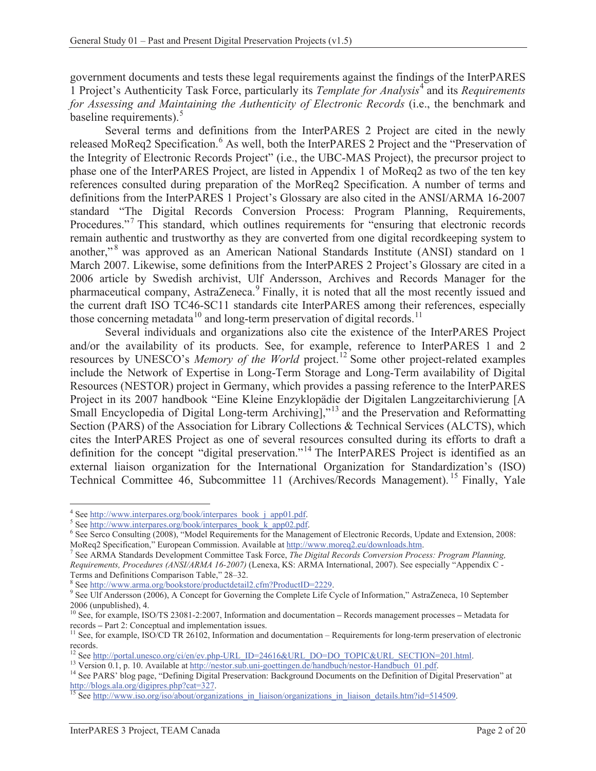government documents and tests these legal requirements against the findings of the InterPARES 1 Project's Authenticity Task Force, particularly its *Template for Analysis*[4] and its *Requirements for Assessing and Maintaining the Authenticity of Electronic Records* (i.e., the benchmark and baseline requirements).[5]

Several terms and definitions from the InterPARES 2 Project are cited in the newly released MoReq2 Specification.[6] As well, both the InterPARES 2 Project and the "Preservation of the Integrity of Electronic Records Project" (i.e., the UBC-MAS Project), the precursor project to phase one of the InterPARES Project, are listed in Appendix 1 of MoReq2 as two of the ten key references consulted during preparation of the MorReq2 Specification. A number of terms and definitions from the InterPARES 1 Project's Glossary are also cited in the ANSI/ARMA 16-2007 standard "The Digital Records Conversion Process: Program Planning, Requirements, Procedures."[7] This standard, which outlines requirements for "ensuring that electronic records remain authentic and trustworthy as they are converted from one digital recordkeeping system to another,"[8] was approved as an American National Standards Institute (ANSI) standard on 1 March 2007. Likewise, some definitions from the InterPARES 2 Project's Glossary are cited in a 2006 article by Swedish archivist, Ulf Andersson, Archives and Records Manager for the pharmaceutical company, AstraZeneca.[9] Finally, it is noted that all the most recently issued and the current draft ISO TC46-SC11 standards cite InterPARES among their references, especially those concerning metadata[10] and long-term preservation of digital records.[11]

Several individuals and organizations also cite the existence of the InterPARES Project and/or the availability of its products. See, for example, reference to InterPARES 1 and 2 resources by UNESCO's *Memory of the World* project.[12] Some other project-related examples include the Network of Expertise in Long-Term Storage and Long-Term availability of Digital Resources (NESTOR) project in Germany, which provides a passing reference to the InterPARES Project in its 2007 handbook "Eine Kleine Enzyklopädie der Digitalen Langzeitarchivierung [A Small Encyclopedia of Digital Long-term Archiving],"[13] and the Preservation and Reformatting Section (PARS) of the Association for Library Collections & Technical Services (ALCTS), which cites the InterPARES Project as one of several resources consulted during its efforts to draft a definition for the concept "digital preservation."[14] The InterPARES Project is identified as an external liaison organization for the International Organization for Standardization's (ISO) Technical Committee 46, Subcommittee 11 (Archives/Records Management).[15] Finally, Yale

---

[4] See http://www.interpares.org/book/interpares_book_j_app01.pdf.

[5] See http://www.interpares.org/book/interpares_book_k_app02.pdf.

[6] See Serco Consulting (2008), "Model Requirements for the Management of Electronic Records, Update and Extension, 2008: MoReq2 Specification," European Commission. Available at http://www.moreq2.eu/downloads.htm.

[7] See ARMA Standards Development Committee Task Force, *The Digital Records Conversion Process: Program Planning, Requirements, Procedures (ANSI/ARMA 16-2007)* (Lenexa, KS: ARMA International, 2007). See especially "Appendix C - Terms and Definitions Comparison Table," 28–32.

[8] See http://www.arma.org/bookstore/productdetail2.cfm?ProductID=2229.

[9] See Ulf Andersson (2006), A Concept for Governing the Complete Life Cycle of Information," AstraZeneca, 10 September 2006 (unpublished), 4.

[10] See, for example, ISO/TS 23081-2:2007, Information and documentation – Records management processes – Metadata for records – Part 2: Conceptual and implementation issues.

[11] See, for example, ISO/CD TR 26102, Information and documentation – Requirements for long-term preservation of electronic records.

[12] See http://portal.unesco.org/ci/en/ev.php-URL_ID=24616&URL_DO=DO_TOPIC&URL_SECTION=201.html.

[13] Version 0.1, p. 10. Available at http://nestor.sub.uni-goettingen.de/handbuch/nestor-Handbuch_01.pdf.

[14] See PARS' blog page, "Defining Digital Preservation: Background Documents on the Definition of Digital Preservation" at http://blogs.ala.org/digipres.php?cat=327.

[15] See http://www.iso.org/iso/about/organizations_in_liaison/organizations_in_liaison_details.htm?id=514509.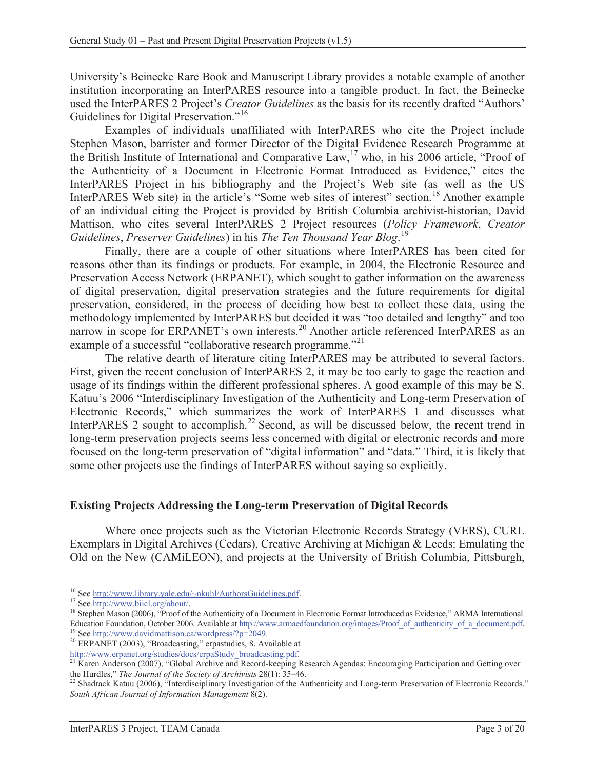University's Beinecke Rare Book and Manuscript Library provides a notable example of another institution incorporating an InterPARES resource into a tangible product. In fact, the Beinecke used the InterPARES 2 Project's *Creator Guidelines* as the basis for its recently drafted "Authors' Guidelines for Digital Preservation."[16]

Examples of individuals unaffiliated with InterPARES who cite the Project include Stephen Mason, barrister and former Director of the Digital Evidence Research Programme at the British Institute of International and Comparative Law,[17] who, in his 2006 article, "Proof of the Authenticity of a Document in Electronic Format Introduced as Evidence," cites the InterPARES Project in his bibliography and the Project's Web site (as well as the US InterPARES Web site) in the article's "Some web sites of interest" section.[18] Another example of an individual citing the Project is provided by British Columbia archivist-historian, David Mattison, who cites several InterPARES 2 Project resources (*Policy Framework*, *Creator Guidelines*, *Preserver Guidelines*) in his *The Ten Thousand Year Blog*.[19]

Finally, there are a couple of other situations where InterPARES has been cited for reasons other than its findings or products. For example, in 2004, the Electronic Resource and Preservation Access Network (ERPANET), which sought to gather information on the awareness of digital preservation, digital preservation strategies and the future requirements for digital preservation, considered, in the process of deciding how best to collect these data, using the methodology implemented by InterPARES but decided it was "too detailed and lengthy" and too narrow in scope for ERPANET's own interests.[20] Another article referenced InterPARES as an example of a successful "collaborative research programme."[21]

The relative dearth of literature citing InterPARES may be attributed to several factors. First, given the recent conclusion of InterPARES 2, it may be too early to gage the reaction and usage of its findings within the different professional spheres. A good example of this may be S. Katuu's 2006 "Interdisciplinary Investigation of the Authenticity and Long-term Preservation of Electronic Records," which summarizes the work of InterPARES 1 and discusses what InterPARES 2 sought to accomplish.[22] Second, as will be discussed below, the recent trend in long-term preservation projects seems less concerned with digital or electronic records and more focused on the long-term preservation of "digital information" and "data." Third, it is likely that some other projects use the findings of InterPARES without saying so explicitly.

## Existing Projects Addressing the Long-term Preservation of Digital Records

Where once projects such as the Victorian Electronic Records Strategy (VERS), CURL Exemplars in Digital Archives (Cedars), Creative Archiving at Michigan & Leeds: Emulating the Old on the New (CAMiLEON), and projects at the University of British Columbia, Pittsburgh,

---

[16] See http://www.library.yale.edu/~nkuhl/AuthorsGuidelines.pdf.

[17] See http://www.biicl.org/about/.

[18] Stephen Mason (2006), "Proof of the Authenticity of a Document in Electronic Format Introduced as Evidence," ARMA International Education Foundation, October 2006. Available at http://www.armaedfoundation.org/images/Proof_of_authenticity_of_a_document.pdf.

[19] See http://www.davidmattison.ca/wordpress/?p=2049.

[20] ERPANET (2003), "Broadcasting," erpastudies, 8. Available at http://www.erpanet.org/studies/docs/erpaStudy_broadcasting.pdf.

[21] Karen Anderson (2007), "Global Archive and Record-keeping Research Agendas: Encouraging Participation and Getting over the Hurdles," *The Journal of the Society of Archivists* 28(1): 35–46.

[22] Shadrack Katuu (2006), "Interdisciplinary Investigation of the Authenticity and Long-term Preservation of Electronic Records." *South African Journal of Information Management* 8(2).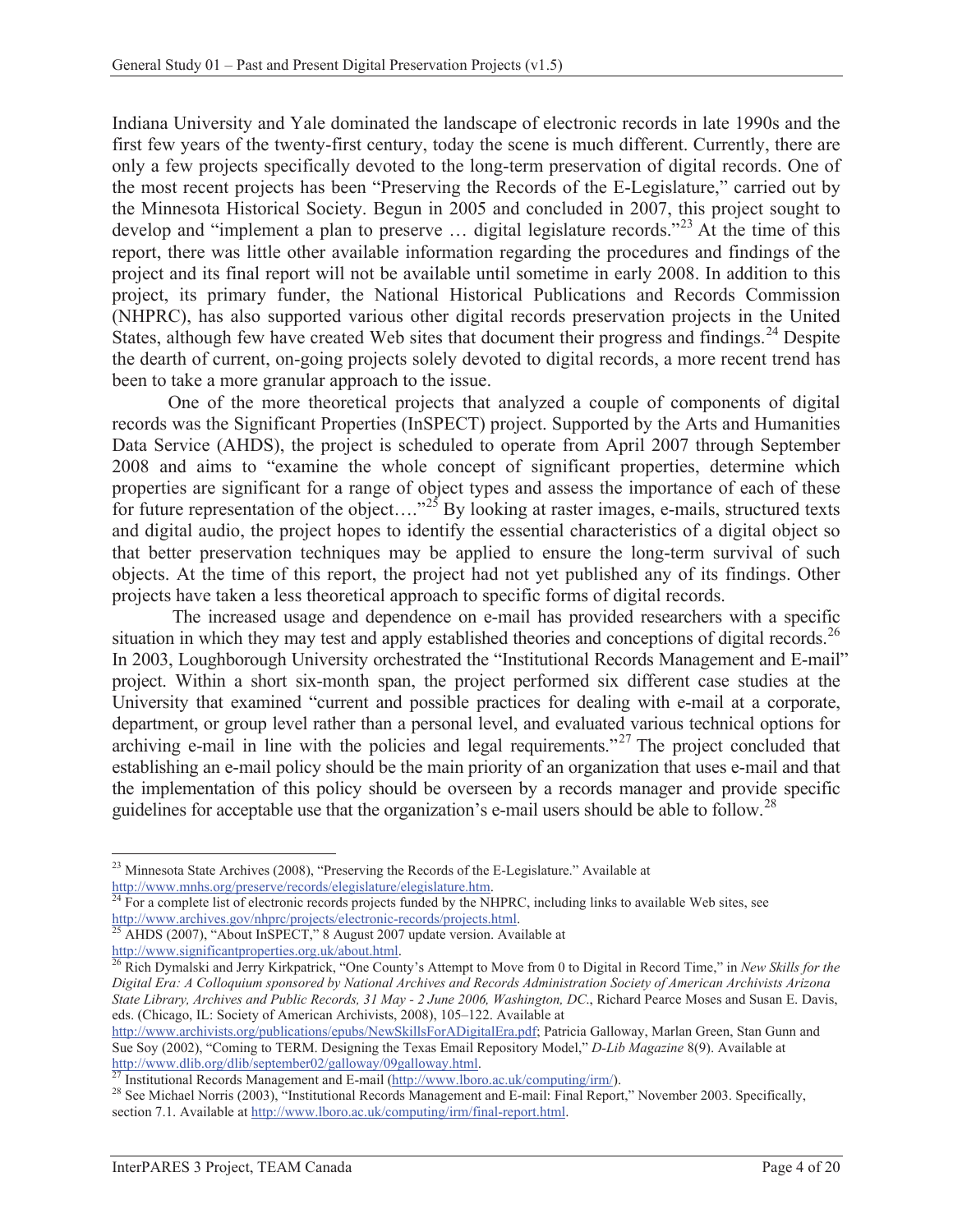Indiana University and Yale dominated the landscape of electronic records in late 1990s and the first few years of the twenty-first century, today the scene is much different. Currently, there are only a few projects specifically devoted to the long-term preservation of digital records. One of the most recent projects has been "Preserving the Records of the E-Legislature," carried out by the Minnesota Historical Society. Begun in 2005 and concluded in 2007, this project sought to develop and "implement a plan to preserve … digital legislature records."[23] At the time of this report, there was little other available information regarding the procedures and findings of the project and its final report will not be available until sometime in early 2008. In addition to this project, its primary funder, the National Historical Publications and Records Commission (NHPRC), has also supported various other digital records preservation projects in the United States, although few have created Web sites that document their progress and findings.[24] Despite the dearth of current, on-going projects solely devoted to digital records, a more recent trend has been to take a more granular approach to the issue.

One of the more theoretical projects that analyzed a couple of components of digital records was the Significant Properties (InSPECT) project. Supported by the Arts and Humanities Data Service (AHDS), the project is scheduled to operate from April 2007 through September 2008 and aims to "examine the whole concept of significant properties, determine which properties are significant for a range of object types and assess the importance of each of these for future representation of the object…."[25] By looking at raster images, e-mails, structured texts and digital audio, the project hopes to identify the essential characteristics of a digital object so that better preservation techniques may be applied to ensure the long-term survival of such objects. At the time of this report, the project had not yet published any of its findings. Other projects have taken a less theoretical approach to specific forms of digital records.

The increased usage and dependence on e-mail has provided researchers with a specific situation in which they may test and apply established theories and conceptions of digital records.[26] In 2003, Loughborough University orchestrated the "Institutional Records Management and E-mail" project. Within a short six-month span, the project performed six different case studies at the University that examined "current and possible practices for dealing with e-mail at a corporate, department, or group level rather than a personal level, and evaluated various technical options for archiving e-mail in line with the policies and legal requirements."[27] The project concluded that establishing an e-mail policy should be the main priority of an organization that uses e-mail and that the implementation of this policy should be overseen by a records manager and provide specific guidelines for acceptable use that the organization's e-mail users should be able to follow.[28]

---

[23] Minnesota State Archives (2008), "Preserving the Records of the E-Legislature." Available at http://www.mnhs.org/preserve/records/elegislature/elegislature.htm.

[24] For a complete list of electronic records projects funded by the NHPRC, including links to available Web sites, see http://www.archives.gov/nhprc/projects/electronic-records/projects.html.

[25] AHDS (2007), "About InSPECT," 8 August 2007 update version. Available at http://www.significantproperties.org.uk/about.html.

[26] Rich Dymalski and Jerry Kirkpatrick, "One County's Attempt to Move from 0 to Digital in Record Time," in *New Skills for the Digital Era: A Colloquium sponsored by National Archives and Records Administration Society of American Archivists Arizona State Library, Archives and Public Records, 31 May - 2 June 2006, Washington, DC.*, Richard Pearce Moses and Susan E. Davis, eds. (Chicago, IL: Society of American Archivists, 2008), 105–122. Available at http://www.archivists.org/publications/epubs/NewSkillsForADigitalEra.pdf; Patricia Galloway, Marlan Green, Stan Gunn and Sue Soy (2002), "Coming to TERM. Designing the Texas Email Repository Model," *D-Lib Magazine* 8(9). Available at http://www.dlib.org/dlib/september02/galloway/09galloway.html.

[27] Institutional Records Management and E-mail (http://www.lboro.ac.uk/computing/irm/).

[28] See Michael Norris (2003), "Institutional Records Management and E-mail: Final Report," November 2003. Specifically, section 7.1. Available at http://www.lboro.ac.uk/computing/irm/final-report.html.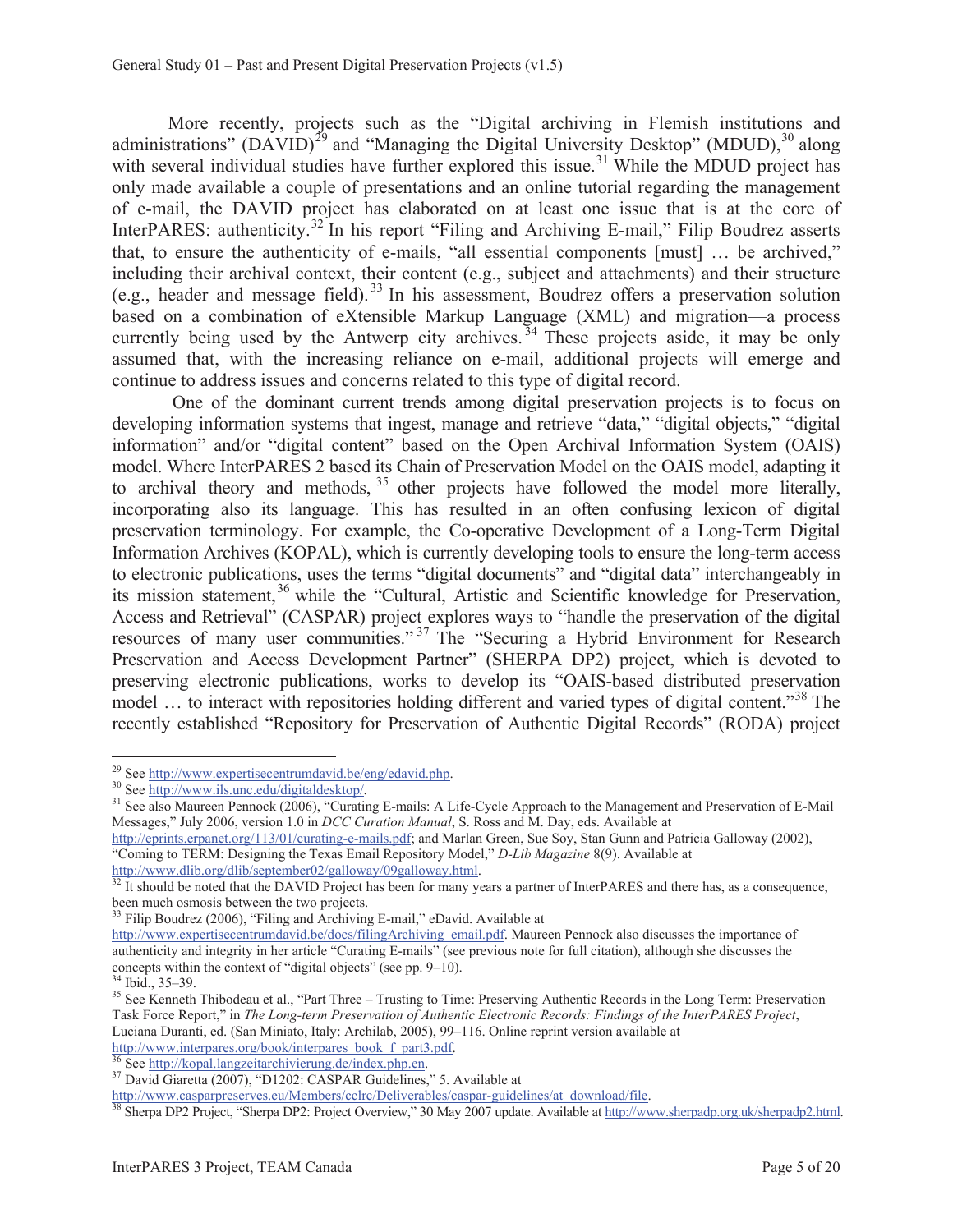More recently, projects such as the "Digital archiving in Flemish institutions and administrations" (DAVID)[29] and "Managing the Digital University Desktop" (MDUD),[30] along with several individual studies have further explored this issue.[31] While the MDUD project has only made available a couple of presentations and an online tutorial regarding the management of e-mail, the DAVID project has elaborated on at least one issue that is at the core of InterPARES: authenticity.[32] In his report "Filing and Archiving E-mail," Filip Boudrez asserts that, to ensure the authenticity of e-mails, "all essential components [must] … be archived," including their archival context, their content (e.g., subject and attachments) and their structure (e.g., header and message field).[33] In his assessment, Boudrez offers a preservation solution based on a combination of eXtensible Markup Language (XML) and migration—a process currently being used by the Antwerp city archives.[34] These projects aside, it may be only assumed that, with the increasing reliance on e-mail, additional projects will emerge and continue to address issues and concerns related to this type of digital record.

One of the dominant current trends among digital preservation projects is to focus on developing information systems that ingest, manage and retrieve "data," "digital objects," "digital information" and/or "digital content" based on the Open Archival Information System (OAIS) model. Where InterPARES 2 based its Chain of Preservation Model on the OAIS model, adapting it to archival theory and methods,[35] other projects have followed the model more literally, incorporating also its language. This has resulted in an often confusing lexicon of digital preservation terminology. For example, the Co-operative Development of a Long-Term Digital Information Archives (KOPAL), which is currently developing tools to ensure the long-term access to electronic publications, uses the terms "digital documents" and "digital data" interchangeably in its mission statement,[36] while the "Cultural, Artistic and Scientific knowledge for Preservation, Access and Retrieval" (CASPAR) project explores ways to "handle the preservation of the digital resources of many user communities."[37] The "Securing a Hybrid Environment for Research Preservation and Access Development Partner" (SHERPA DP2) project, which is devoted to preserving electronic publications, works to develop its "OAIS-based distributed preservation model … to interact with repositories holding different and varied types of digital content."[38] The recently established "Repository for Preservation of Authentic Digital Records" (RODA) project

---

[29] See http://www.expertisecentrumdavid.be/eng/edavid.php.

[30] See http://www.ils.unc.edu/digitaldesktop/.

[31] See also Maureen Pennock (2006), "Curating E-mails: A Life-Cycle Approach to the Management and Preservation of E-Mail Messages," July 2006, version 1.0 in *DCC Curation Manual*, S. Ross and M. Day, eds. Available at http://eprints.erpanet.org/113/01/curating-e-mails.pdf; and Marlan Green, Sue Soy, Stan Gunn and Patricia Galloway (2002), "Coming to TERM: Designing the Texas Email Repository Model," *D-Lib Magazine* 8(9). Available at http://www.dlib.org/dlib/september02/galloway/09galloway.html.

[32] It should be noted that the DAVID Project has been for many years a partner of InterPARES and there has, as a consequence, been much osmosis between the two projects.

[33] Filip Boudrez (2006), "Filing and Archiving E-mail," eDavid. Available at http://www.expertisecentrumdavid.be/docs/filingArchiving_email.pdf. Maureen Pennock also discusses the importance of authenticity and integrity in her article "Curating E-mails" (see previous note for full citation), although she discusses the concepts within the context of "digital objects" (see pp. 9–10).

[34] Ibid., 35–39.

[35] See Kenneth Thibodeau et al., "Part Three – Trusting to Time: Preserving Authentic Records in the Long Term: Preservation Task Force Report," in *The Long-term Preservation of Authentic Electronic Records: Findings of the InterPARES Project*, Luciana Duranti, ed. (San Miniato, Italy: Archilab, 2005), 99–116. Online reprint version available at http://www.interpares.org/book/interpares_book_f_part3.pdf.

[36] See http://kopal.langzeitarchivierung.de/index.php.en.

[37] David Giaretta (2007), "D1202: CASPAR Guidelines," 5. Available at http://www.casparpreserves.eu/Members/cclrc/Deliverables/caspar-guidelines/at_download/file.

[38] Sherpa DP2 Project, "Sherpa DP2: Project Overview," 30 May 2007 update. Available at http://www.sherpadp.org.uk/sherpadp2.html.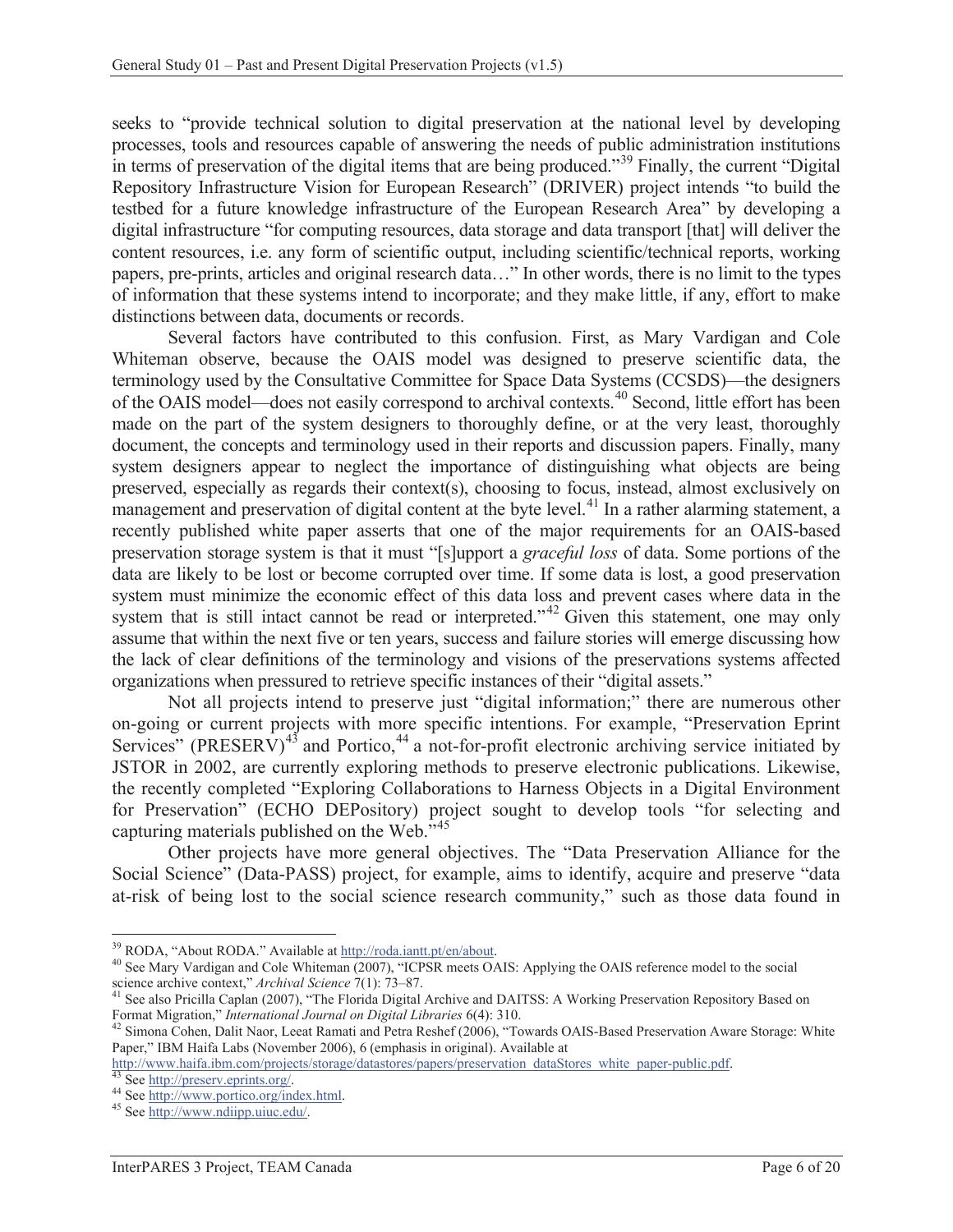seeks to "provide technical solution to digital preservation at the national level by developing processes, tools and resources capable of answering the needs of public administration institutions in terms of preservation of the digital items that are being produced."[39] Finally, the current "Digital Repository Infrastructure Vision for European Research" (DRIVER) project intends "to build the testbed for a future knowledge infrastructure of the European Research Area" by developing a digital infrastructure "for computing resources, data storage and data transport [that] will deliver the content resources, i.e. any form of scientific output, including scientific/technical reports, working papers, pre-prints, articles and original research data…" In other words, there is no limit to the types of information that these systems intend to incorporate; and they make little, if any, effort to make distinctions between data, documents or records.

Several factors have contributed to this confusion. First, as Mary Vardigan and Cole Whiteman observe, because the OAIS model was designed to preserve scientific data, the terminology used by the Consultative Committee for Space Data Systems (CCSDS)—the designers of the OAIS model—does not easily correspond to archival contexts.[40] Second, little effort has been made on the part of the system designers to thoroughly define, or at the very least, thoroughly document, the concepts and terminology used in their reports and discussion papers. Finally, many system designers appear to neglect the importance of distinguishing what objects are being preserved, especially as regards their context(s), choosing to focus, instead, almost exclusively on management and preservation of digital content at the byte level.[41] In a rather alarming statement, a recently published white paper asserts that one of the major requirements for an OAIS-based preservation storage system is that it must "[s]upport a *graceful loss* of data. Some portions of the data are likely to be lost or become corrupted over time. If some data is lost, a good preservation system must minimize the economic effect of this data loss and prevent cases where data in the system that is still intact cannot be read or interpreted."[42] Given this statement, one may only assume that within the next five or ten years, success and failure stories will emerge discussing how the lack of clear definitions of the terminology and visions of the preservations systems affected organizations when pressured to retrieve specific instances of their "digital assets."

Not all projects intend to preserve just "digital information;" there are numerous other on-going or current projects with more specific intentions. For example, "Preservation Eprint Services" (PRESERV)[43] and Portico,[44] a not-for-profit electronic archiving service initiated by JSTOR in 2002, are currently exploring methods to preserve electronic publications. Likewise, the recently completed "Exploring Collaborations to Harness Objects in a Digital Environment for Preservation" (ECHO DEPository) project sought to develop tools "for selecting and capturing materials published on the Web."[45]

Other projects have more general objectives. The "Data Preservation Alliance for the Social Science" (Data-PASS) project, for example, aims to identify, acquire and preserve "data at-risk of being lost to the social science research community," such as those data found in

---

[39] RODA, "About RODA." Available at http://roda.iantt.pt/en/about.

[40] See Mary Vardigan and Cole Whiteman (2007), "ICPSR meets OAIS: Applying the OAIS reference model to the social science archive context," *Archival Science* 7(1): 73–87.

[41] See also Pricilla Caplan (2007), "The Florida Digital Archive and DAITSS: A Working Preservation Repository Based on Format Migration," *International Journal on Digital Libraries* 6(4): 310.

[42] Simona Cohen, Dalit Naor, Leeat Ramati and Petra Reshef (2006), "Towards OAIS-Based Preservation Aware Storage: White Paper," IBM Haifa Labs (November 2006), 6 (emphasis in original). Available at http://www.haifa.ibm.com/projects/storage/datastores/papers/preservation_dataStores_white_paper-public.pdf.

[43] See http://preserv.eprints.org/.

[44] See http://www.portico.org/index.html.

[45] See http://www.ndiipp.uiuc.edu/.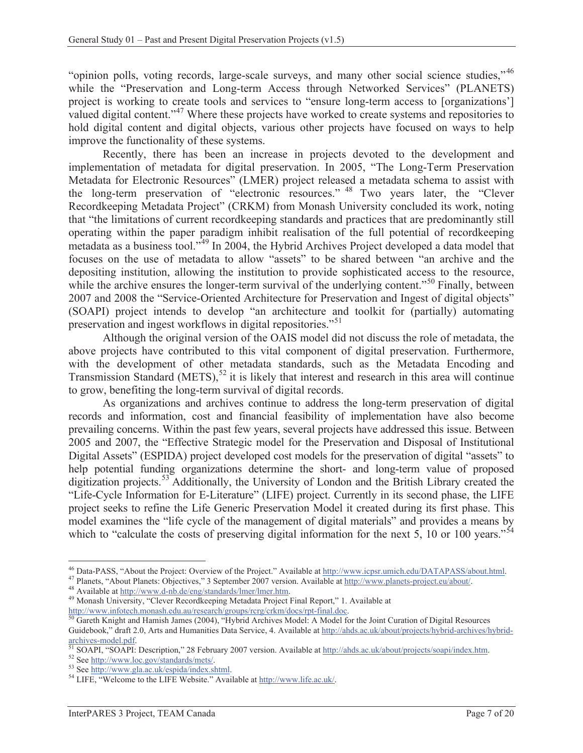"opinion polls, voting records, large-scale surveys, and many other social science studies,"[46] while the "Preservation and Long-term Access through Networked Services" (PLANETS) project is working to create tools and services to "ensure long-term access to [organizations'] valued digital content."[47] Where these projects have worked to create systems and repositories to hold digital content and digital objects, various other projects have focused on ways to help improve the functionality of these systems.

Recently, there has been an increase in projects devoted to the development and implementation of metadata for digital preservation. In 2005, "The Long-Term Preservation Metadata for Electronic Resources" (LMER) project released a metadata schema to assist with the long-term preservation of "electronic resources."[48] Two years later, the "Clever Recordkeeping Metadata Project" (CRKM) from Monash University concluded its work, noting that "the limitations of current recordkeeping standards and practices that are predominantly still operating within the paper paradigm inhibit realisation of the full potential of recordkeeping metadata as a business tool."[49] In 2004, the Hybrid Archives Project developed a data model that focuses on the use of metadata to allow "assets" to be shared between "an archive and the depositing institution, allowing the institution to provide sophisticated access to the resource, while the archive ensures the longer-term survival of the underlying content."[50] Finally, between 2007 and 2008 the "Service-Oriented Architecture for Preservation and Ingest of digital objects" (SOAPI) project intends to develop "an architecture and toolkit for (partially) automating preservation and ingest workflows in digital repositories."[51]

Although the original version of the OAIS model did not discuss the role of metadata, the above projects have contributed to this vital component of digital preservation. Furthermore, with the development of other metadata standards, such as the Metadata Encoding and Transmission Standard (METS),[52] it is likely that interest and research in this area will continue to grow, benefiting the long-term survival of digital records.

As organizations and archives continue to address the long-term preservation of digital records and information, cost and financial feasibility of implementation have also become prevailing concerns. Within the past few years, several projects have addressed this issue. Between 2005 and 2007, the "Effective Strategic model for the Preservation and Disposal of Institutional Digital Assets" (ESPIDA) project developed cost models for the preservation of digital "assets" to help potential funding organizations determine the short- and long-term value of proposed digitization projects.[53] Additionally, the University of London and the British Library created the "Life-Cycle Information for E-Literature" (LIFE) project. Currently in its second phase, the LIFE project seeks to refine the Life Generic Preservation Model it created during its first phase. This model examines the "life cycle of the management of digital materials" and provides a means by which to "calculate the costs of preserving digital information for the next 5, 10 or 100 years."[54]

---

[46] Data-PASS, "About the Project: Overview of the Project." Available at http://www.icpsr.umich.edu/DATAPASS/about.html.

[47] Planets, "About Planets: Objectives," 3 September 2007 version. Available at http://www.planets-project.eu/about/.

[48] Available at http://www.d-nb.de/eng/standards/lmer/lmer.htm.

[49] Monash University, "Clever Recordkeeping Metadata Project Final Report," 1. Available at http://www.infotech.monash.edu.au/research/groups/rcrg/crkm/docs/rpt-final.doc.

[50] Gareth Knight and Hamish James (2004), "Hybrid Archives Model: A Model for the Joint Curation of Digital Resources Guidebook," draft 2.0, Arts and Humanities Data Service, 4. Available at http://ahds.ac.uk/about/projects/hybrid-archives/hybrid-archives-model.pdf.

[51] SOAPI, "SOAPI: Description," 28 February 2007 version. Available at http://ahds.ac.uk/about/projects/soapi/index.htm.

[52] See http://www.loc.gov/standards/mets/.

[53] See http://www.gla.ac.uk/espida/index.shtml.

[54] LIFE, "Welcome to the LIFE Website." Available at http://www.life.ac.uk/.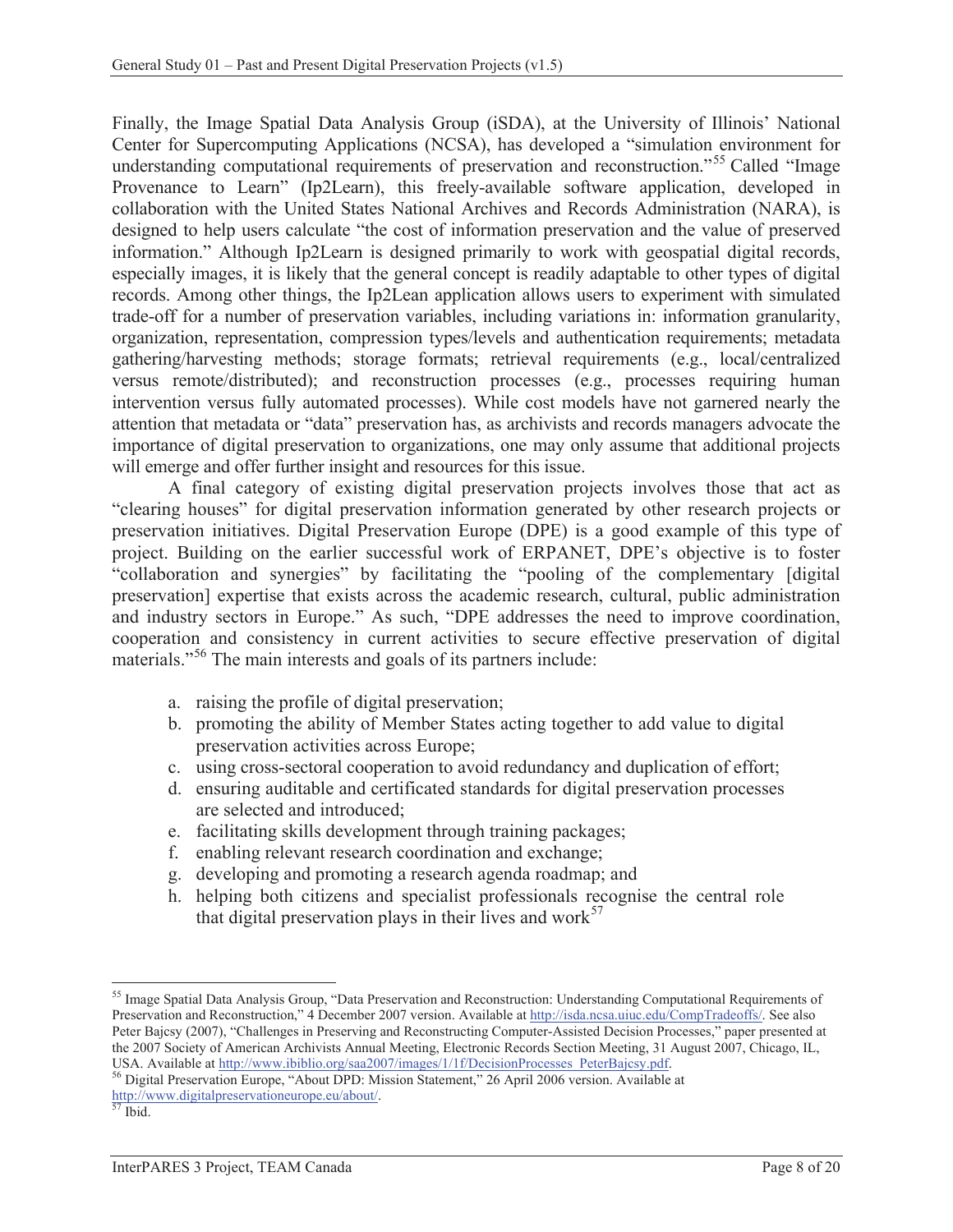Finally, the Image Spatial Data Analysis Group (iSDA), at the University of Illinois' National Center for Supercomputing Applications (NCSA), has developed a "simulation environment for understanding computational requirements of preservation and reconstruction."[55] Called "Image Provenance to Learn" (Ip2Learn), this freely-available software application, developed in collaboration with the United States National Archives and Records Administration (NARA), is designed to help users calculate "the cost of information preservation and the value of preserved information." Although Ip2Learn is designed primarily to work with geospatial digital records, especially images, it is likely that the general concept is readily adaptable to other types of digital records. Among other things, the Ip2Lean application allows users to experiment with simulated trade-off for a number of preservation variables, including variations in: information granularity, organization, representation, compression types/levels and authentication requirements; metadata gathering/harvesting methods; storage formats; retrieval requirements (e.g., local/centralized versus remote/distributed); and reconstruction processes (e.g., processes requiring human intervention versus fully automated processes). While cost models have not garnered nearly the attention that metadata or "data" preservation has, as archivists and records managers advocate the importance of digital preservation to organizations, one may only assume that additional projects will emerge and offer further insight and resources for this issue.

A final category of existing digital preservation projects involves those that act as "clearing houses" for digital preservation information generated by other research projects or preservation initiatives. Digital Preservation Europe (DPE) is a good example of this type of project. Building on the earlier successful work of ERPANET, DPE's objective is to foster "collaboration and synergies" by facilitating the "pooling of the complementary [digital preservation] expertise that exists across the academic research, cultural, public administration and industry sectors in Europe." As such, "DPE addresses the need to improve coordination, cooperation and consistency in current activities to secure effective preservation of digital materials."[56] The main interests and goals of its partners include:

a. raising the profile of digital preservation;
b. promoting the ability of Member States acting together to add value to digital preservation activities across Europe;
c. using cross-sectoral cooperation to avoid redundancy and duplication of effort;
d. ensuring auditable and certificated standards for digital preservation processes are selected and introduced;
e. facilitating skills development through training packages;
f. enabling relevant research coordination and exchange;
g. developing and promoting a research agenda roadmap; and
h. helping both citizens and specialist professionals recognise the central role that digital preservation plays in their lives and work[57]

---

[55] Image Spatial Data Analysis Group, "Data Preservation and Reconstruction: Understanding Computational Requirements of Preservation and Reconstruction," 4 December 2007 version. Available at http://isda.ncsa.uiuc.edu/CompTradeoffs/. See also Peter Bajcsy (2007), "Challenges in Preserving and Reconstructing Computer-Assisted Decision Processes," paper presented at the 2007 Society of American Archivists Annual Meeting, Electronic Records Section Meeting, 31 August 2007, Chicago, IL, USA. Available at http://www.ibiblio.org/saa2007/images/1/1f/DecisionProcesses_PeterBajcsy.pdf.

[56] Digital Preservation Europe, "About DPD: Mission Statement," 26 April 2006 version. Available at http://www.digitalpreservationeurope.eu/about/.

[57] Ibid.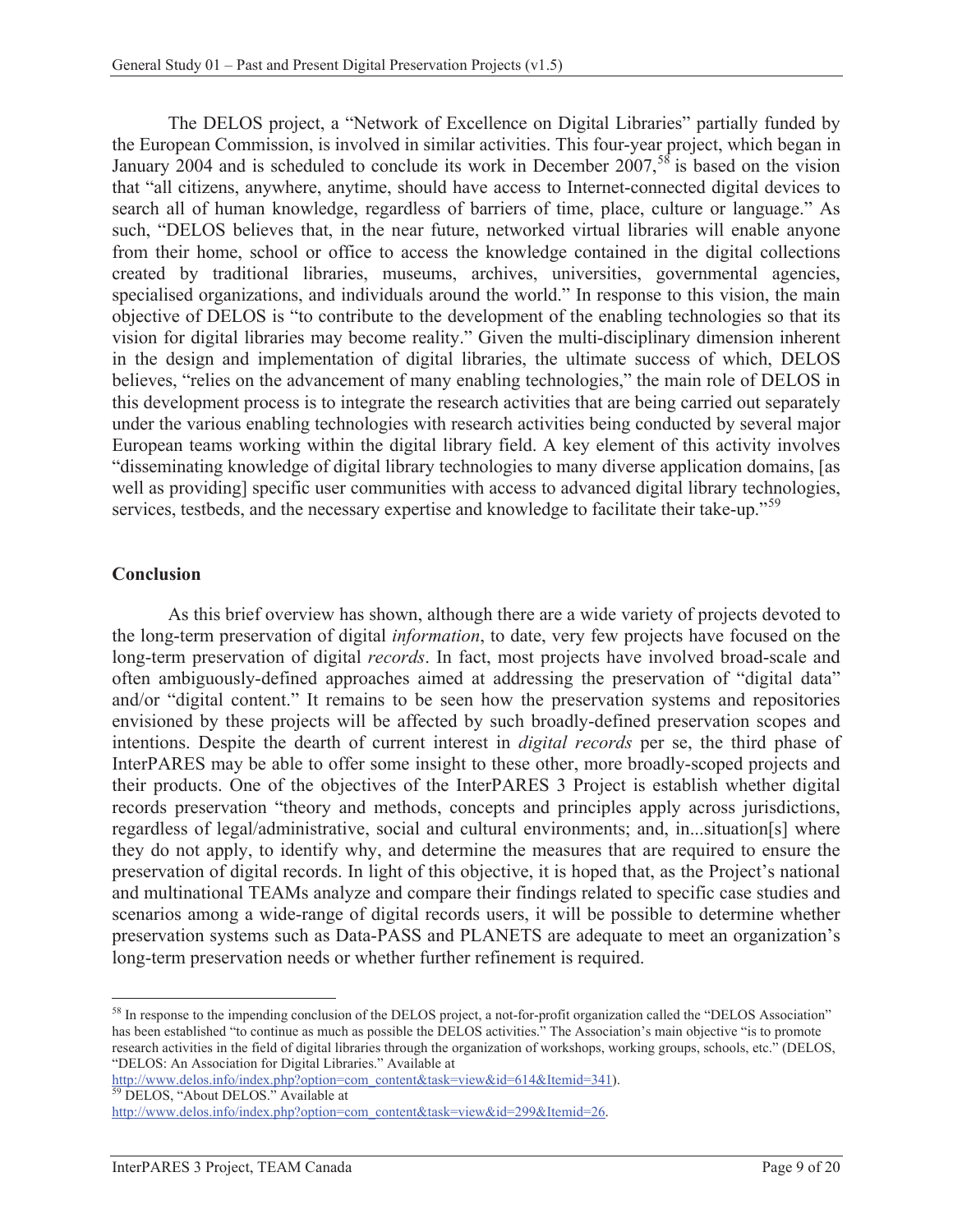The DELOS project, a "Network of Excellence on Digital Libraries" partially funded by the European Commission, is involved in similar activities. This four-year project, which began in January 2004 and is scheduled to conclude its work in December 2007,[58] is based on the vision that "all citizens, anywhere, anytime, should have access to Internet-connected digital devices to search all of human knowledge, regardless of barriers of time, place, culture or language." As such, "DELOS believes that, in the near future, networked virtual libraries will enable anyone from their home, school or office to access the knowledge contained in the digital collections created by traditional libraries, museums, archives, universities, governmental agencies, specialised organizations, and individuals around the world." In response to this vision, the main objective of DELOS is "to contribute to the development of the enabling technologies so that its vision for digital libraries may become reality." Given the multi-disciplinary dimension inherent in the design and implementation of digital libraries, the ultimate success of which, DELOS believes, "relies on the advancement of many enabling technologies," the main role of DELOS in this development process is to integrate the research activities that are being carried out separately under the various enabling technologies with research activities being conducted by several major European teams working within the digital library field. A key element of this activity involves "disseminating knowledge of digital library technologies to many diverse application domains, [as well as providing] specific user communities with access to advanced digital library technologies, services, testbeds, and the necessary expertise and knowledge to facilitate their take-up."[59]

## Conclusion

As this brief overview has shown, although there are a wide variety of projects devoted to the long-term preservation of digital *information*, to date, very few projects have focused on the long-term preservation of digital *records*. In fact, most projects have involved broad-scale and often ambiguously-defined approaches aimed at addressing the preservation of "digital data" and/or "digital content." It remains to be seen how the preservation systems and repositories envisioned by these projects will be affected by such broadly-defined preservation scopes and intentions. Despite the dearth of current interest in *digital records* per se, the third phase of InterPARES may be able to offer some insight to these other, more broadly-scoped projects and their products. One of the objectives of the InterPARES 3 Project is establish whether digital records preservation "theory and methods, concepts and principles apply across jurisdictions, regardless of legal/administrative, social and cultural environments; and, in...situation[s] where they do not apply, to identify why, and determine the measures that are required to ensure the preservation of digital records. In light of this objective, it is hoped that, as the Project's national and multinational TEAMs analyze and compare their findings related to specific case studies and scenarios among a wide-range of digital records users, it will be possible to determine whether preservation systems such as Data-PASS and PLANETS are adequate to meet an organization's long-term preservation needs or whether further refinement is required.

---

[58] In response to the impending conclusion of the DELOS project, a not-for-profit organization called the "DELOS Association" has been established "to continue as much as possible the DELOS activities." The Association's main objective "is to promote research activities in the field of digital libraries through the organization of workshops, working groups, schools, etc." (DELOS, "DELOS: An Association for Digital Libraries." Available at http://www.delos.info/index.php?option=com_content&task=view&id=614&Itemid=341).

[59] DELOS, "About DELOS." Available at http://www.delos.info/index.php?option=com_content&task=view&id=299&Itemid=26.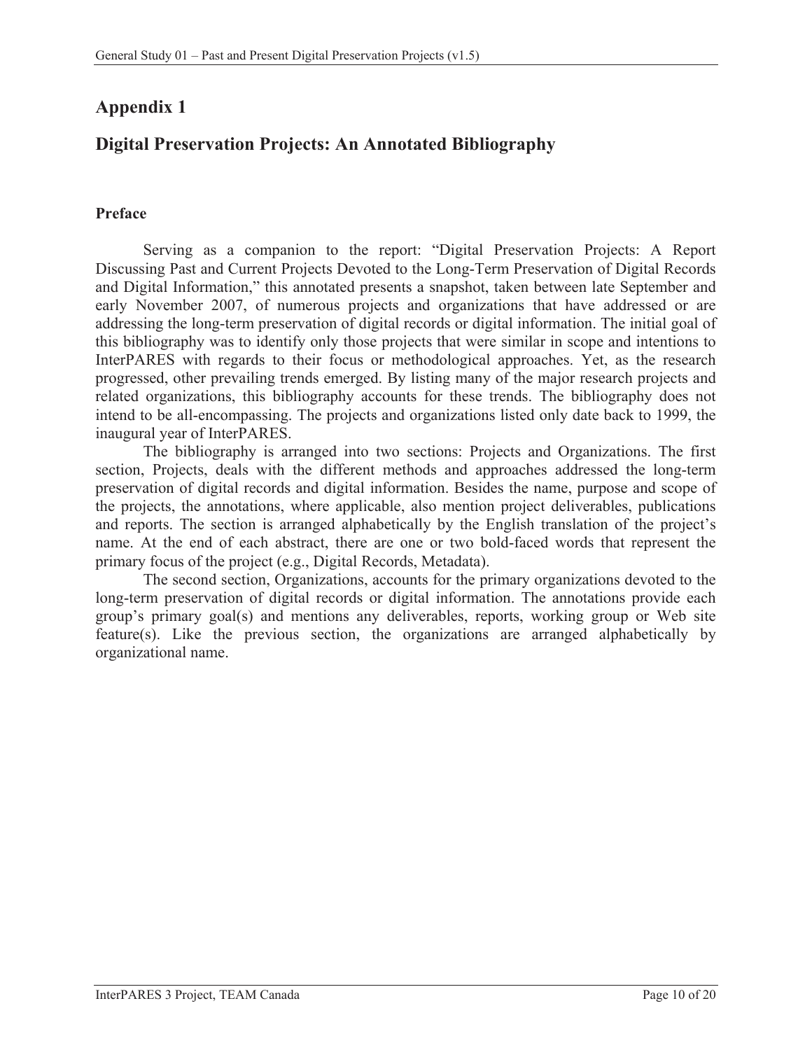# Appendix 1

## Digital Preservation Projects: An Annotated Bibliography

### Preface

Serving as a companion to the report: "Digital Preservation Projects: A Report Discussing Past and Current Projects Devoted to the Long-Term Preservation of Digital Records and Digital Information," this annotated presents a snapshot, taken between late September and early November 2007, of numerous projects and organizations that have addressed or are addressing the long-term preservation of digital records or digital information. The initial goal of this bibliography was to identify only those projects that were similar in scope and intentions to InterPARES with regards to their focus or methodological approaches. Yet, as the research progressed, other prevailing trends emerged. By listing many of the major research projects and related organizations, this bibliography accounts for these trends. The bibliography does not intend to be all-encompassing. The projects and organizations listed only date back to 1999, the inaugural year of InterPARES.

The bibliography is arranged into two sections: Projects and Organizations. The first section, Projects, deals with the different methods and approaches addressed the long-term preservation of digital records and digital information. Besides the name, purpose and scope of the projects, the annotations, where applicable, also mention project deliverables, publications and reports. The section is arranged alphabetically by the English translation of the project's name. At the end of each abstract, there are one or two bold-faced words that represent the primary focus of the project (e.g., Digital Records, Metadata).

The second section, Organizations, accounts for the primary organizations devoted to the long-term preservation of digital records or digital information. The annotations provide each group's primary goal(s) and mentions any deliverables, reports, working group or Web site feature(s). Like the previous section, the organizations are arranged alphabetically by organizational name.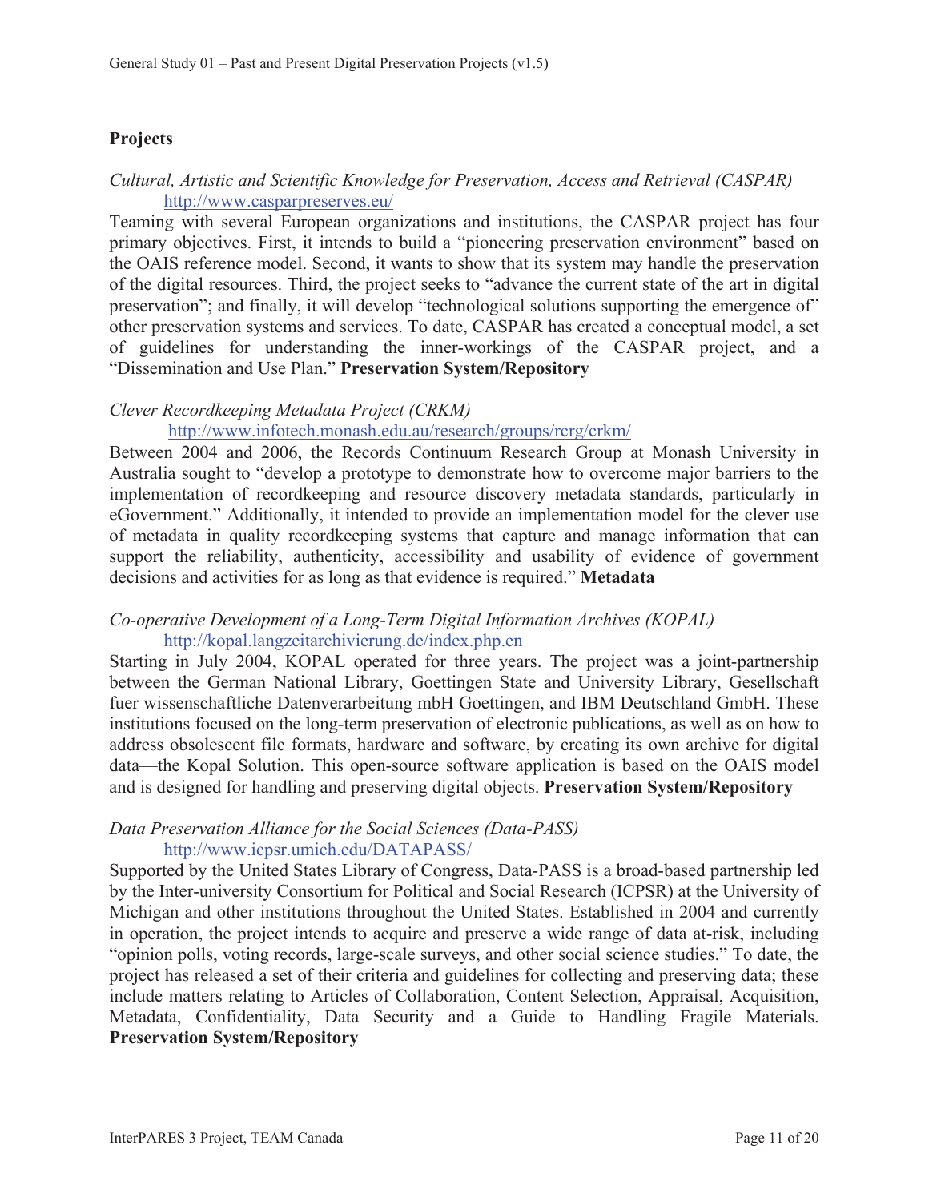## Projects

*Cultural, Artistic and Scientific Knowledge for Preservation, Access and Retrieval (CASPAR)*
http://www.casparpreserves.eu/

Teaming with several European organizations and institutions, the CASPAR project has four primary objectives. First, it intends to build a "pioneering preservation environment" based on the OAIS reference model. Second, it wants to show that its system may handle the preservation of the digital resources. Third, the project seeks to "advance the current state of the art in digital preservation"; and finally, it will develop "technological solutions supporting the emergence of" other preservation systems and services. To date, CASPAR has created a conceptual model, a set of guidelines for understanding the inner-workings of the CASPAR project, and a "Dissemination and Use Plan." **Preservation System/Repository**

*Clever Recordkeeping Metadata Project (CRKM)*
http://www.infotech.monash.edu.au/research/groups/rcrg/crkm/

Between 2004 and 2006, the Records Continuum Research Group at Monash University in Australia sought to "develop a prototype to demonstrate how to overcome major barriers to the implementation of recordkeeping and resource discovery metadata standards, particularly in eGovernment." Additionally, it intended to provide an implementation model for the clever use of metadata in quality recordkeeping systems that capture and manage information that can support the reliability, authenticity, accessibility and usability of evidence of government decisions and activities for as long as that evidence is required." **Metadata**

*Co-operative Development of a Long-Term Digital Information Archives (KOPAL)*
http://kopal.langzeitarchivierung.de/index.php.en

Starting in July 2004, KOPAL operated for three years. The project was a joint-partnership between the German National Library, Goettingen State and University Library, Gesellschaft fuer wissenschaftliche Datenverarbeitung mbH Goettingen, and IBM Deutschland GmbH. These institutions focused on the long-term preservation of electronic publications, as well as on how to address obsolescent file formats, hardware and software, by creating its own archive for digital data—the Kopal Solution. This open-source software application is based on the OAIS model and is designed for handling and preserving digital objects. **Preservation System/Repository**

*Data Preservation Alliance for the Social Sciences (Data-PASS)*
http://www.icpsr.umich.edu/DATAPASS/

Supported by the United States Library of Congress, Data-PASS is a broad-based partnership led by the Inter-university Consortium for Political and Social Research (ICPSR) at the University of Michigan and other institutions throughout the United States. Established in 2004 and currently in operation, the project intends to acquire and preserve a wide range of data at-risk, including "opinion polls, voting records, large-scale surveys, and other social science studies." To date, the project has released a set of their criteria and guidelines for collecting and preserving data; these include matters relating to Articles of Collaboration, Content Selection, Appraisal, Acquisition, Metadata, Confidentiality, Data Security and a Guide to Handling Fragile Materials. **Preservation System/Repository**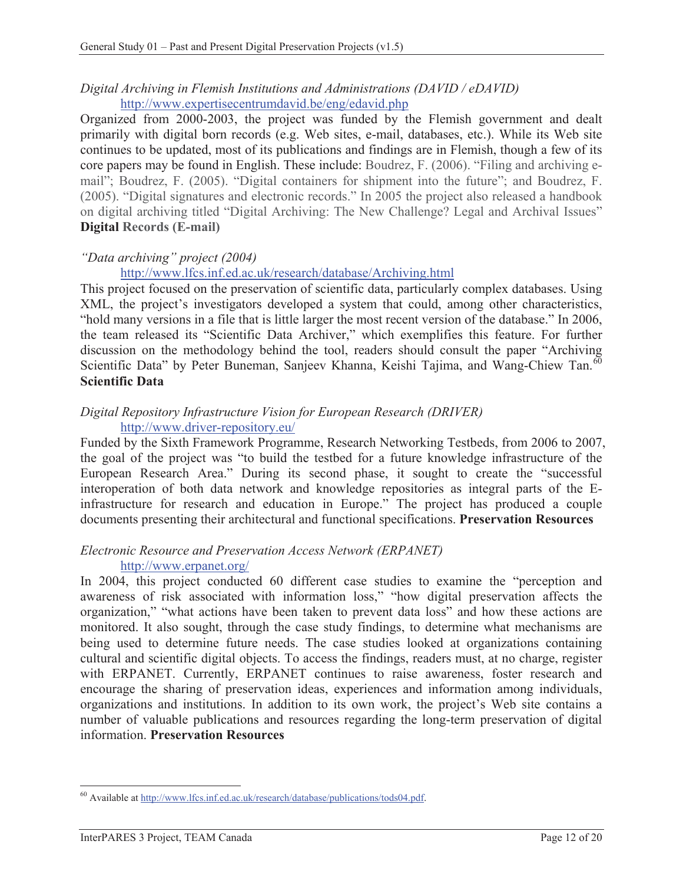*Digital Archiving in Flemish Institutions and Administrations (DAVID / eDAVID)*
http://www.expertisecentrumdavid.be/eng/edavid.php

Organized from 2000-2003, the project was funded by the Flemish government and dealt primarily with digital born records (e.g. Web sites, e-mail, databases, etc.). While its Web site continues to be updated, most of its publications and findings are in Flemish, though a few of its core papers may be found in English. These include: Boudrez, F. (2006). "Filing and archiving e-mail"; Boudrez, F. (2005). "Digital containers for shipment into the future"; and Boudrez, F. (2005). "Digital signatures and electronic records." In 2005 the project also released a handbook on digital archiving titled "Digital Archiving: The New Challenge? Legal and Archival Issues" **Digital Records (E-mail)**

*"Data archiving" project (2004)*
http://www.lfcs.inf.ed.ac.uk/research/database/Archiving.html

This project focused on the preservation of scientific data, particularly complex databases. Using XML, the project's investigators developed a system that could, among other characteristics, "hold many versions in a file that is little larger the most recent version of the database." In 2006, the team released its "Scientific Data Archiver," which exemplifies this feature. For further discussion on the methodology behind the tool, readers should consult the paper "Archiving Scientific Data" by Peter Buneman, Sanjeev Khanna, Keishi Tajima, and Wang-Chiew Tan.[60] **Scientific Data**

*Digital Repository Infrastructure Vision for European Research (DRIVER)*
http://www.driver-repository.eu/

Funded by the Sixth Framework Programme, Research Networking Testbeds, from 2006 to 2007, the goal of the project was "to build the testbed for a future knowledge infrastructure of the European Research Area." During its second phase, it sought to create the "successful interoperation of both data network and knowledge repositories as integral parts of the E-infrastructure for research and education in Europe." The project has produced a couple documents presenting their architectural and functional specifications. **Preservation Resources**

*Electronic Resource and Preservation Access Network (ERPANET)*
http://www.erpanet.org/

In 2004, this project conducted 60 different case studies to examine the "perception and awareness of risk associated with information loss," "how digital preservation affects the organization," "what actions have been taken to prevent data loss" and how these actions are monitored. It also sought, through the case study findings, to determine what mechanisms are being used to determine future needs. The case studies looked at organizations containing cultural and scientific digital objects. To access the findings, readers must, at no charge, register with ERPANET. Currently, ERPANET continues to raise awareness, foster research and encourage the sharing of preservation ideas, experiences and information among individuals, organizations and institutions. In addition to its own work, the project's Web site contains a number of valuable publications and resources regarding the long-term preservation of digital information. **Preservation Resources**

[60] Available at http://www.lfcs.inf.ed.ac.uk/research/database/publications/tods04.pdf.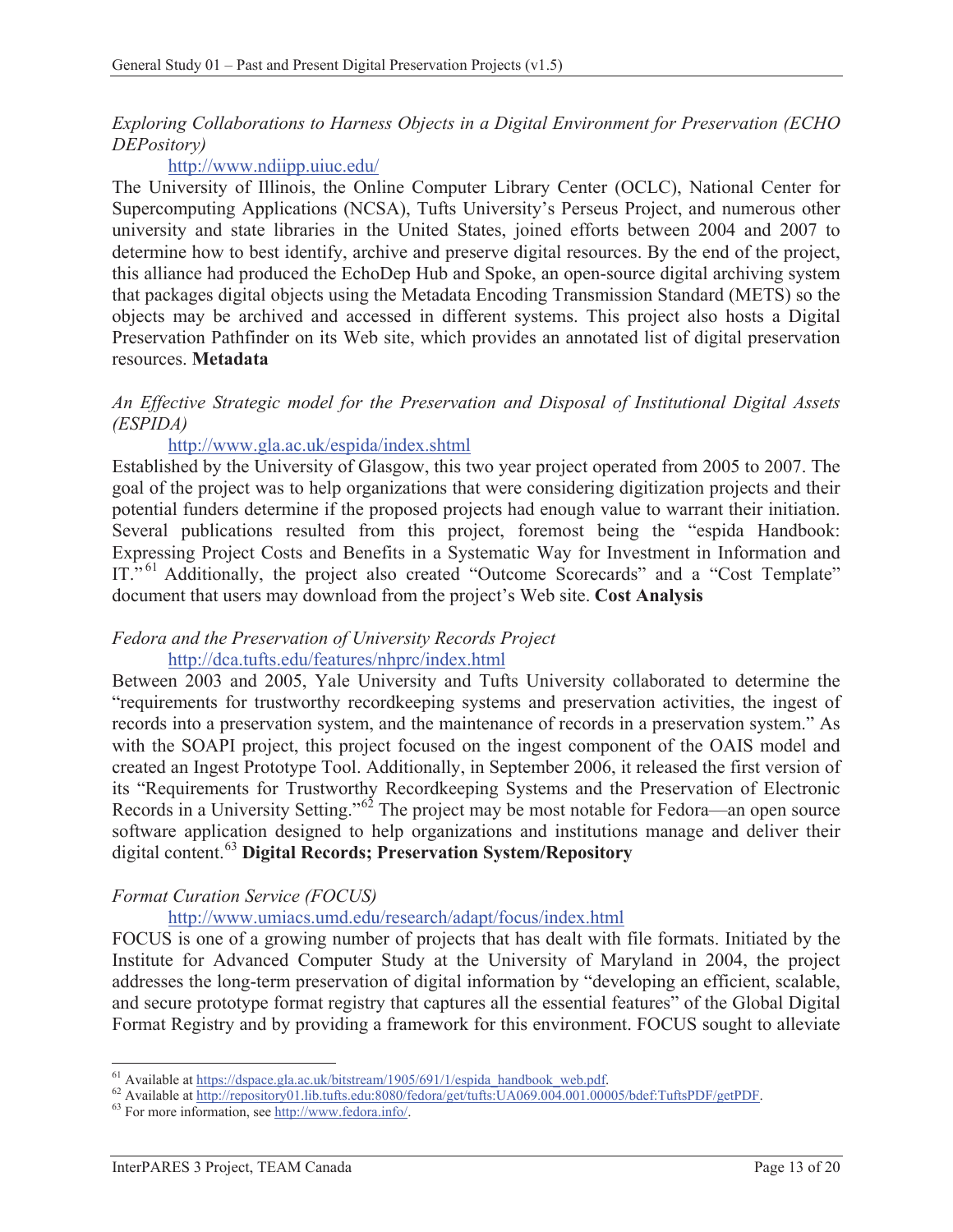*Exploring Collaborations to Harness Objects in a Digital Environment for Preservation (ECHO DEPository)*

http://www.ndiipp.uiuc.edu/

The University of Illinois, the Online Computer Library Center (OCLC), National Center for Supercomputing Applications (NCSA), Tufts University's Perseus Project, and numerous other university and state libraries in the United States, joined efforts between 2004 and 2007 to determine how to best identify, archive and preserve digital resources. By the end of the project, this alliance had produced the EchoDep Hub and Spoke, an open-source digital archiving system that packages digital objects using the Metadata Encoding Transmission Standard (METS) so the objects may be archived and accessed in different systems. This project also hosts a Digital Preservation Pathfinder on its Web site, which provides an annotated list of digital preservation resources. **Metadata**

*An Effective Strategic model for the Preservation and Disposal of Institutional Digital Assets (ESPIDA)*

http://www.gla.ac.uk/espida/index.shtml

Established by the University of Glasgow, this two year project operated from 2005 to 2007. The goal of the project was to help organizations that were considering digitization projects and their potential funders determine if the proposed projects had enough value to warrant their initiation. Several publications resulted from this project, foremost being the "espida Handbook: Expressing Project Costs and Benefits in a Systematic Way for Investment in Information and IT."[61] Additionally, the project also created "Outcome Scorecards" and a "Cost Template" document that users may download from the project's Web site. **Cost Analysis**

*Fedora and the Preservation of University Records Project*

http://dca.tufts.edu/features/nhprc/index.html

Between 2003 and 2005, Yale University and Tufts University collaborated to determine the "requirements for trustworthy recordkeeping systems and preservation activities, the ingest of records into a preservation system, and the maintenance of records in a preservation system." As with the SOAPI project, this project focused on the ingest component of the OAIS model and created an Ingest Prototype Tool. Additionally, in September 2006, it released the first version of its "Requirements for Trustworthy Recordkeeping Systems and the Preservation of Electronic Records in a University Setting."[62] The project may be most notable for Fedora—an open source software application designed to help organizations and institutions manage and deliver their digital content.[63] **Digital Records; Preservation System/Repository**

*Format Curation Service (FOCUS)*

http://www.umiacs.umd.edu/research/adapt/focus/index.html

FOCUS is one of a growing number of projects that has dealt with file formats. Initiated by the Institute for Advanced Computer Study at the University of Maryland in 2004, the project addresses the long-term preservation of digital information by "developing an efficient, scalable, and secure prototype format registry that captures all the essential features" of the Global Digital Format Registry and by providing a framework for this environment. FOCUS sought to alleviate

---

[61] Available at https://dspace.gla.ac.uk/bitstream/1905/691/1/espida_handbook_web.pdf.

[62] Available at http://repository01.lib.tufts.edu:8080/fedora/get/tufts:UA069.004.001.00005/bdef:TuftsPDF/getPDF.

[63] For more information, see http://www.fedora.info/.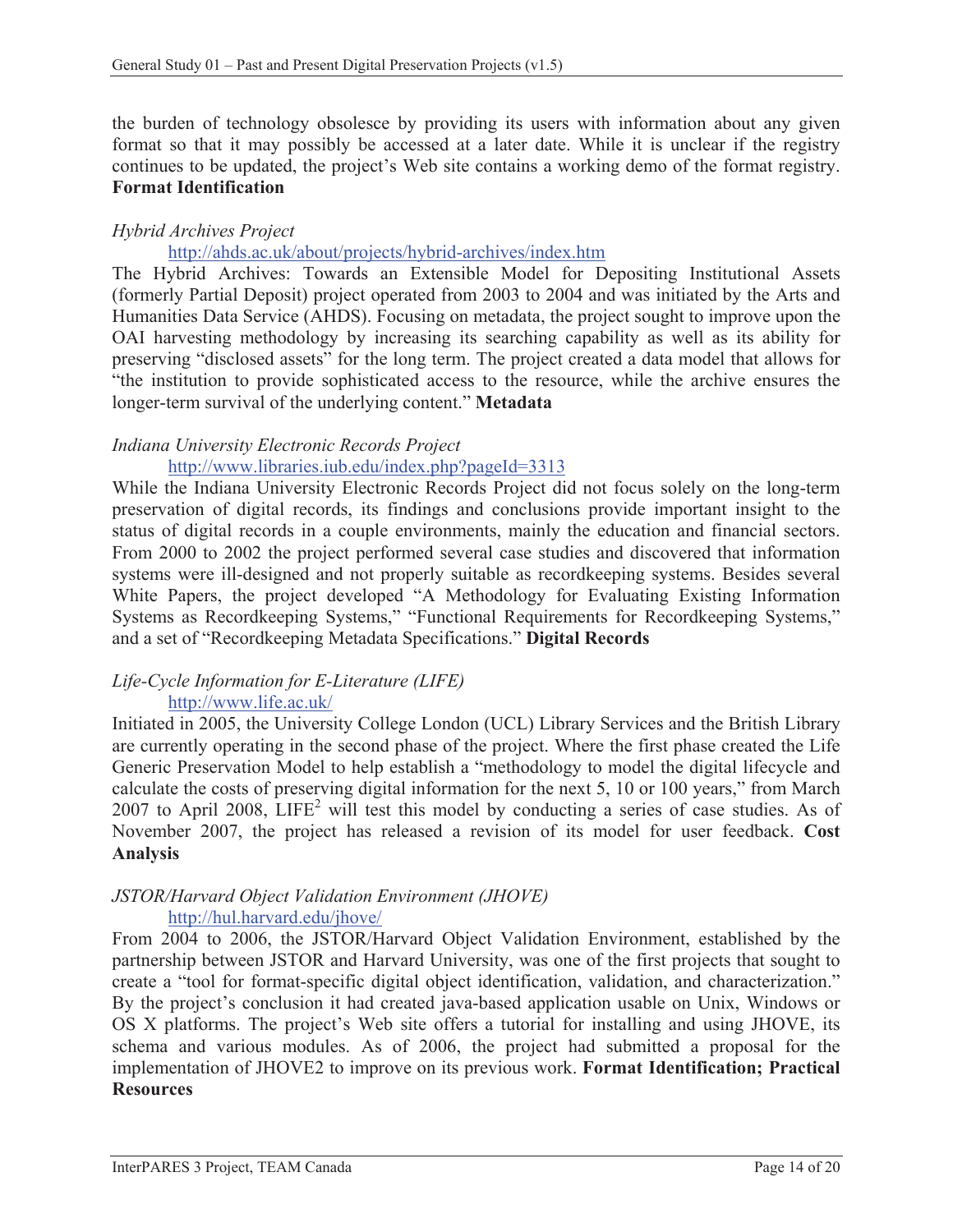the burden of technology obsolesce by providing its users with information about any given format so that it may possibly be accessed at a later date. While it is unclear if the registry continues to be updated, the project's Web site contains a working demo of the format registry. **Format Identification**

*Hybrid Archives Project*

http://ahds.ac.uk/about/projects/hybrid-archives/index.htm

The Hybrid Archives: Towards an Extensible Model for Depositing Institutional Assets (formerly Partial Deposit) project operated from 2003 to 2004 and was initiated by the Arts and Humanities Data Service (AHDS). Focusing on metadata, the project sought to improve upon the OAI harvesting methodology by increasing its searching capability as well as its ability for preserving "disclosed assets" for the long term. The project created a data model that allows for "the institution to provide sophisticated access to the resource, while the archive ensures the longer-term survival of the underlying content." **Metadata**

*Indiana University Electronic Records Project*

http://www.libraries.iub.edu/index.php?pageId=3313

While the Indiana University Electronic Records Project did not focus solely on the long-term preservation of digital records, its findings and conclusions provide important insight to the status of digital records in a couple environments, mainly the education and financial sectors. From 2000 to 2002 the project performed several case studies and discovered that information systems were ill-designed and not properly suitable as recordkeeping systems. Besides several White Papers, the project developed "A Methodology for Evaluating Existing Information Systems as Recordkeeping Systems," "Functional Requirements for Recordkeeping Systems," and a set of "Recordkeeping Metadata Specifications." **Digital Records**

*Life-Cycle Information for E-Literature (LIFE)*

http://www.life.ac.uk/

Initiated in 2005, the University College London (UCL) Library Services and the British Library are currently operating in the second phase of the project. Where the first phase created the Life Generic Preservation Model to help establish a "methodology to model the digital lifecycle and calculate the costs of preserving digital information for the next 5, 10 or 100 years," from March 2007 to April 2008, LIFE$^2$ will test this model by conducting a series of case studies. As of November 2007, the project has released a revision of its model for user feedback. **Cost Analysis**

*JSTOR/Harvard Object Validation Environment (JHOVE)*

http://hul.harvard.edu/jhove/

From 2004 to 2006, the JSTOR/Harvard Object Validation Environment, established by the partnership between JSTOR and Harvard University, was one of the first projects that sought to create a "tool for format-specific digital object identification, validation, and characterization." By the project's conclusion it had created java-based application usable on Unix, Windows or OS X platforms. The project's Web site offers a tutorial for installing and using JHOVE, its schema and various modules. As of 2006, the project had submitted a proposal for the implementation of JHOVE2 to improve on its previous work. **Format Identification; Practical Resources**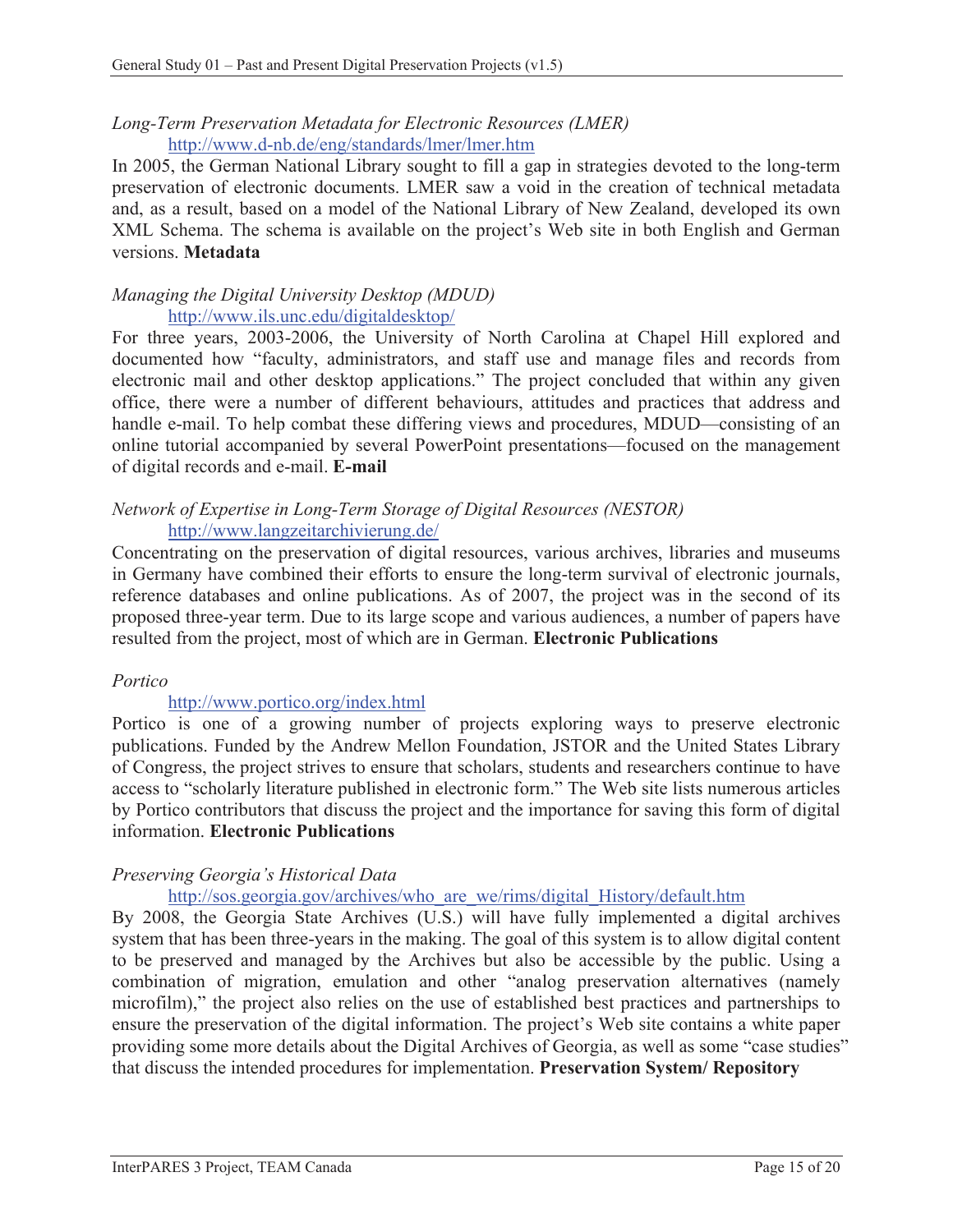*Long-Term Preservation Metadata for Electronic Resources (LMER)*
[http://www.d-nb.de/eng/standards/lmer/lmer.htm](http://www.d-nb.de/eng/standards/lmer/lmer.htm)

In 2005, the German National Library sought to fill a gap in strategies devoted to the long-term preservation of electronic documents. LMER saw a void in the creation of technical metadata and, as a result, based on a model of the National Library of New Zealand, developed its own XML Schema. The schema is available on the project's Web site in both English and German versions. **Metadata**

*Managing the Digital University Desktop (MDUD)*
[http://www.ils.unc.edu/digitaldesktop/](http://www.ils.unc.edu/digitaldesktop/)

For three years, 2003-2006, the University of North Carolina at Chapel Hill explored and documented how "faculty, administrators, and staff use and manage files and records from electronic mail and other desktop applications." The project concluded that within any given office, there were a number of different behaviours, attitudes and practices that address and handle e-mail. To help combat these differing views and procedures, MDUD—consisting of an online tutorial accompanied by several PowerPoint presentations—focused on the management of digital records and e-mail. **E-mail**

*Network of Expertise in Long-Term Storage of Digital Resources (NESTOR)*
[http://www.langzeitarchivierung.de/](http://www.langzeitarchivierung.de/)

Concentrating on the preservation of digital resources, various archives, libraries and museums in Germany have combined their efforts to ensure the long-term survival of electronic journals, reference databases and online publications. As of 2007, the project was in the second of its proposed three-year term. Due to its large scope and various audiences, a number of papers have resulted from the project, most of which are in German. **Electronic Publications**

*Portico*
[http://www.portico.org/index.html](http://www.portico.org/index.html)

Portico is one of a growing number of projects exploring ways to preserve electronic publications. Funded by the Andrew Mellon Foundation, JSTOR and the United States Library of Congress, the project strives to ensure that scholars, students and researchers continue to have access to "scholarly literature published in electronic form." The Web site lists numerous articles by Portico contributors that discuss the project and the importance for saving this form of digital information. **Electronic Publications**

*Preserving Georgia's Historical Data*
[http://sos.georgia.gov/archives/who_are_we/rims/digital_History/default.htm](http://sos.georgia.gov/archives/who_are_we/rims/digital_History/default.htm)

By 2008, the Georgia State Archives (U.S.) will have fully implemented a digital archives system that has been three-years in the making. The goal of this system is to allow digital content to be preserved and managed by the Archives but also be accessible by the public. Using a combination of migration, emulation and other "analog preservation alternatives (namely microfilm)," the project also relies on the use of established best practices and partnerships to ensure the preservation of the digital information. The project's Web site contains a white paper providing some more details about the Digital Archives of Georgia, as well as some "case studies" that discuss the intended procedures for implementation. **Preservation System/ Repository**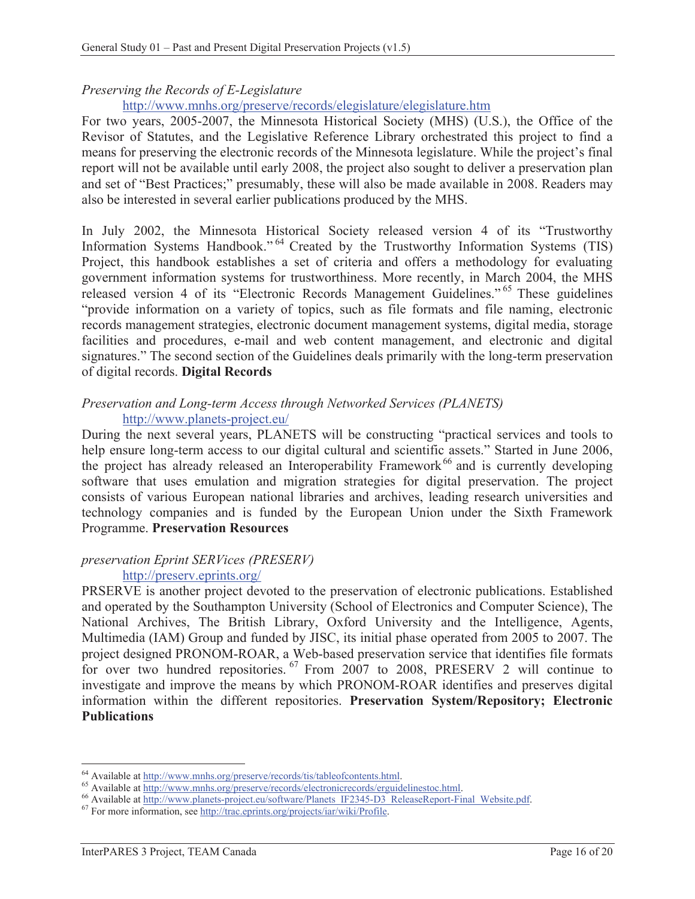*Preserving the Records of E-Legislature*

http://www.mnhs.org/preserve/records/elegislature/elegislature.htm

For two years, 2005-2007, the Minnesota Historical Society (MHS) (U.S.), the Office of the Revisor of Statutes, and the Legislative Reference Library orchestrated this project to find a means for preserving the electronic records of the Minnesota legislature. While the project's final report will not be available until early 2008, the project also sought to deliver a preservation plan and set of "Best Practices;" presumably, these will also be made available in 2008. Readers may also be interested in several earlier publications produced by the MHS.

In July 2002, the Minnesota Historical Society released version 4 of its "Trustworthy Information Systems Handbook."[64] Created by the Trustworthy Information Systems (TIS) Project, this handbook establishes a set of criteria and offers a methodology for evaluating government information systems for trustworthiness. More recently, in March 2004, the MHS released version 4 of its "Electronic Records Management Guidelines."[65] These guidelines "provide information on a variety of topics, such as file formats and file naming, electronic records management strategies, electronic document management systems, digital media, storage facilities and procedures, e-mail and web content management, and electronic and digital signatures." The second section of the Guidelines deals primarily with the long-term preservation of digital records. **Digital Records**

*Preservation and Long-term Access through Networked Services (PLANETS)*

http://www.planets-project.eu/

During the next several years, PLANETS will be constructing "practical services and tools to help ensure long-term access to our digital cultural and scientific assets." Started in June 2006, the project has already released an Interoperability Framework[66] and is currently developing software that uses emulation and migration strategies for digital preservation. The project consists of various European national libraries and archives, leading research universities and technology companies and is funded by the European Union under the Sixth Framework Programme. **Preservation Resources**

*preservation Eprint SERVices (PRESERV)*

http://preserv.eprints.org/

PRSERVE is another project devoted to the preservation of electronic publications. Established and operated by the Southampton University (School of Electronics and Computer Science), The National Archives, The British Library, Oxford University and the Intelligence, Agents, Multimedia (IAM) Group and funded by JISC, its initial phase operated from 2005 to 2007. The project designed PRONOM-ROAR, a Web-based preservation service that identifies file formats for over two hundred repositories.[67] From 2007 to 2008, PRESERV 2 will continue to investigate and improve the means by which PRONOM-ROAR identifies and preserves digital information within the different repositories. **Preservation System/Repository; Electronic Publications**

---

[64] Available at http://www.mnhs.org/preserve/records/tis/tableofcontents.html.

[65] Available at http://www.mnhs.org/preserve/records/electronicrecords/erguidelinestoc.html.

[66] Available at http://www.planets-project.eu/software/Planets_IF2345-D3_ReleaseReport-Final_Website.pdf.

[67] For more information, see http://trac.eprints.org/projects/iar/wiki/Profile.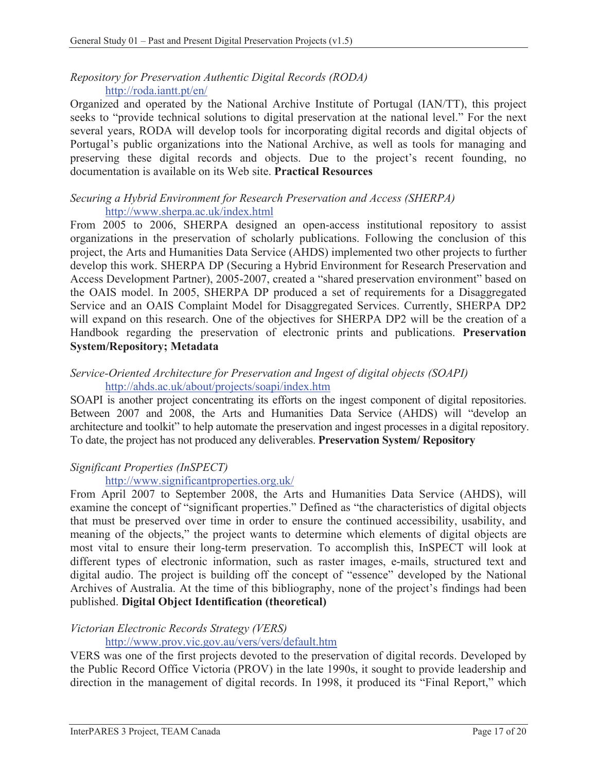*Repository for Preservation Authentic Digital Records (RODA)*
http://roda.iantt.pt/en/

Organized and operated by the National Archive Institute of Portugal (IAN/TT), this project seeks to "provide technical solutions to digital preservation at the national level." For the next several years, RODA will develop tools for incorporating digital records and digital objects of Portugal's public organizations into the National Archive, as well as tools for managing and preserving these digital records and objects. Due to the project's recent founding, no documentation is available on its Web site. **Practical Resources**

*Securing a Hybrid Environment for Research Preservation and Access (SHERPA)*
http://www.sherpa.ac.uk/index.html

From 2005 to 2006, SHERPA designed an open-access institutional repository to assist organizations in the preservation of scholarly publications. Following the conclusion of this project, the Arts and Humanities Data Service (AHDS) implemented two other projects to further develop this work. SHERPA DP (Securing a Hybrid Environment for Research Preservation and Access Development Partner), 2005-2007, created a "shared preservation environment" based on the OAIS model. In 2005, SHERPA DP produced a set of requirements for a Disaggregated Service and an OAIS Complaint Model for Disaggregated Services. Currently, SHERPA DP2 will expand on this research. One of the objectives for SHERPA DP2 will be the creation of a Handbook regarding the preservation of electronic prints and publications. **Preservation System/Repository; Metadata**

*Service-Oriented Architecture for Preservation and Ingest of digital objects (SOAPI)*
http://ahds.ac.uk/about/projects/soapi/index.htm

SOAPI is another project concentrating its efforts on the ingest component of digital repositories. Between 2007 and 2008, the Arts and Humanities Data Service (AHDS) will "develop an architecture and toolkit" to help automate the preservation and ingest processes in a digital repository. To date, the project has not produced any deliverables. **Preservation System/ Repository**

*Significant Properties (InSPECT)*
http://www.significantproperties.org.uk/

From April 2007 to September 2008, the Arts and Humanities Data Service (AHDS), will examine the concept of "significant properties." Defined as "the characteristics of digital objects that must be preserved over time in order to ensure the continued accessibility, usability, and meaning of the objects," the project wants to determine which elements of digital objects are most vital to ensure their long-term preservation. To accomplish this, InSPECT will look at different types of electronic information, such as raster images, e-mails, structured text and digital audio. The project is building off the concept of "essence" developed by the National Archives of Australia. At the time of this bibliography, none of the project's findings had been published. **Digital Object Identification (theoretical)**

*Victorian Electronic Records Strategy (VERS)*
http://www.prov.vic.gov.au/vers/vers/default.htm

VERS was one of the first projects devoted to the preservation of digital records. Developed by the Public Record Office Victoria (PROV) in the late 1990s, it sought to provide leadership and direction in the management of digital records. In 1998, it produced its "Final Report," which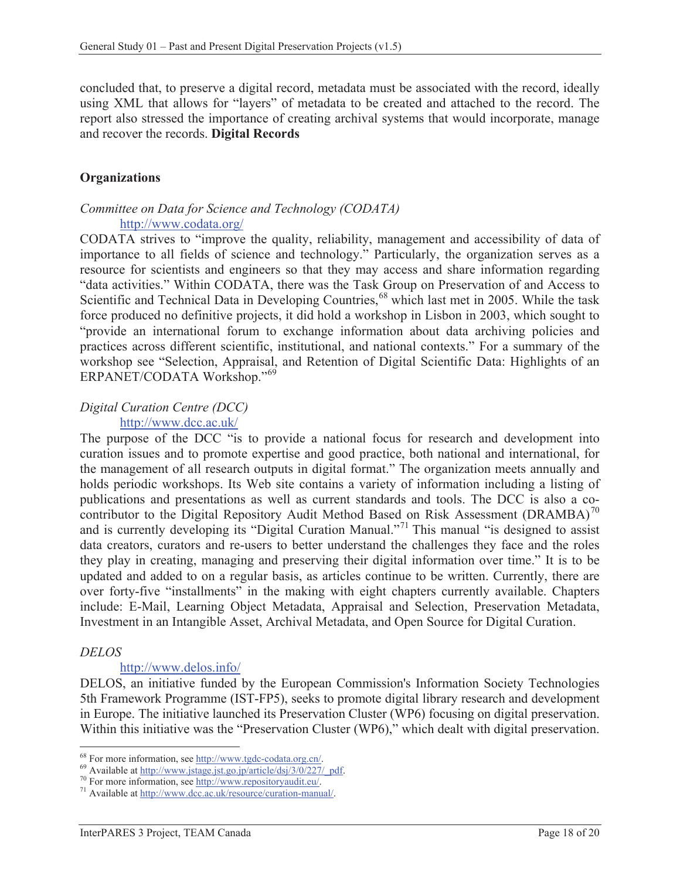concluded that, to preserve a digital record, metadata must be associated with the record, ideally using XML that allows for "layers" of metadata to be created and attached to the record. The report also stressed the importance of creating archival systems that would incorporate, manage and recover the records. **Digital Records**

**Organizations**

*Committee on Data for Science and Technology (CODATA)*
http://www.codata.org/

CODATA strives to "improve the quality, reliability, management and accessibility of data of importance to all fields of science and technology." Particularly, the organization serves as a resource for scientists and engineers so that they may access and share information regarding "data activities." Within CODATA, there was the Task Group on Preservation of and Access to Scientific and Technical Data in Developing Countries,[68] which last met in 2005. While the task force produced no definitive projects, it did hold a workshop in Lisbon in 2003, which sought to "provide an international forum to exchange information about data archiving policies and practices across different scientific, institutional, and national contexts." For a summary of the workshop see "Selection, Appraisal, and Retention of Digital Scientific Data: Highlights of an ERPANET/CODATA Workshop."[69]

*Digital Curation Centre (DCC)*
http://www.dcc.ac.uk/

The purpose of the DCC "is to provide a national focus for research and development into curation issues and to promote expertise and good practice, both national and international, for the management of all research outputs in digital format." The organization meets annually and holds periodic workshops. Its Web site contains a variety of information including a listing of publications and presentations as well as current standards and tools. The DCC is also a co-contributor to the Digital Repository Audit Method Based on Risk Assessment (DRAMBA)[70] and is currently developing its "Digital Curation Manual."[71] This manual "is designed to assist data creators, curators and re-users to better understand the challenges they face and the roles they play in creating, managing and preserving their digital information over time." It is to be updated and added to on a regular basis, as articles continue to be written. Currently, there are over forty-five "installments" in the making with eight chapters currently available. Chapters include: E-Mail, Learning Object Metadata, Appraisal and Selection, Preservation Metadata, Investment in an Intangible Asset, Archival Metadata, and Open Source for Digital Curation.

*DELOS*
http://www.delos.info/

DELOS, an initiative funded by the European Commission's Information Society Technologies 5th Framework Programme (IST-FP5), seeks to promote digital library research and development in Europe. The initiative launched its Preservation Cluster (WP6) focusing on digital preservation. Within this initiative was the "Preservation Cluster (WP6)," which dealt with digital preservation.

---

[68] For more information, see http://www.tgdc-codata.org.cn/.
[69] Available at http://www.jstage.jst.go.jp/article/dsj/3/0/227/_pdf.
[70] For more information, see http://www.repositoryaudit.eu/.
[71] Available at http://www.dcc.ac.uk/resource/curation-manual/.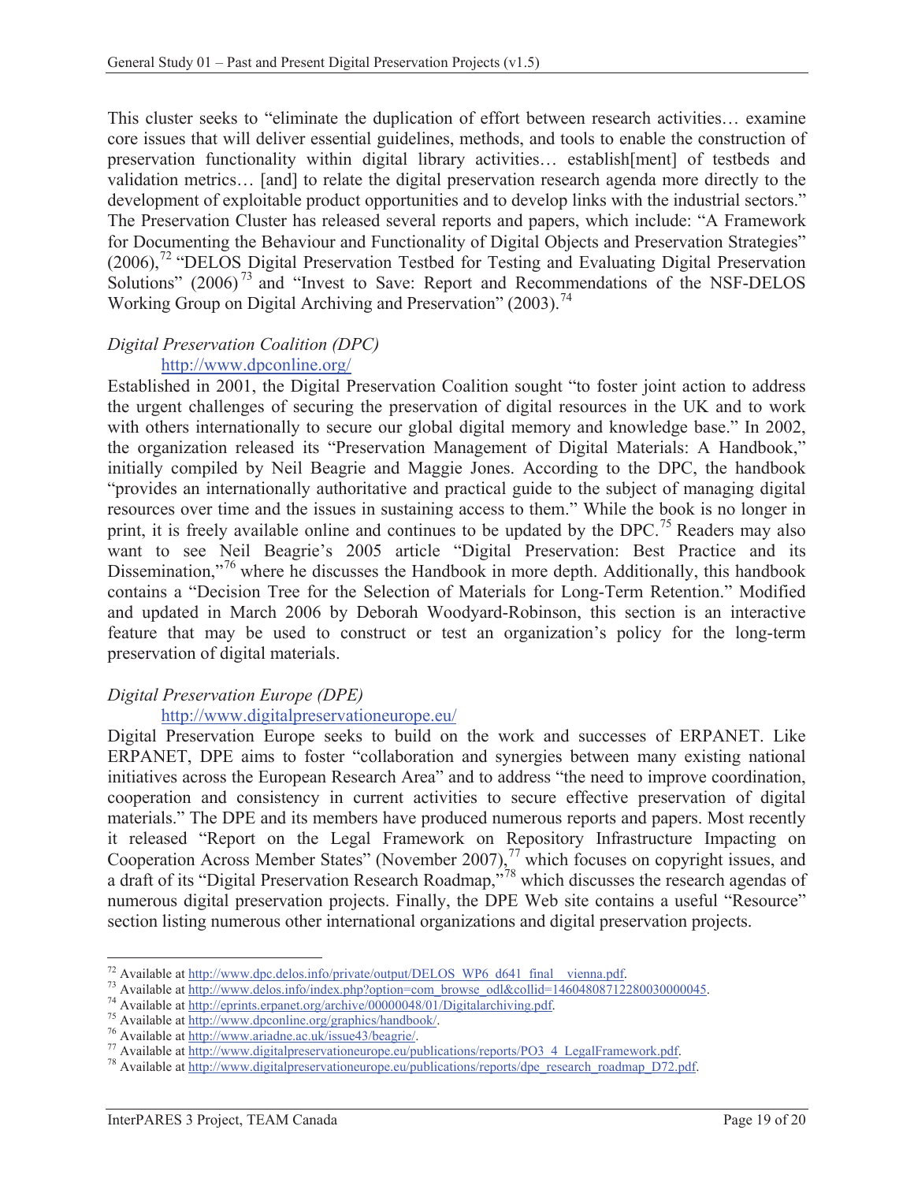This cluster seeks to "eliminate the duplication of effort between research activities… examine core issues that will deliver essential guidelines, methods, and tools to enable the construction of preservation functionality within digital library activities… establish[ment] of testbeds and validation metrics… [and] to relate the digital preservation research agenda more directly to the development of exploitable product opportunities and to develop links with the industrial sectors." The Preservation Cluster has released several reports and papers, which include: "A Framework for Documenting the Behaviour and Functionality of Digital Objects and Preservation Strategies" (2006),[72] "DELOS Digital Preservation Testbed for Testing and Evaluating Digital Preservation Solutions" (2006)[73] and "Invest to Save: Report and Recommendations of the NSF-DELOS Working Group on Digital Archiving and Preservation" (2003).[74]

*Digital Preservation Coalition (DPC)*

http://www.dpconline.org/

Established in 2001, the Digital Preservation Coalition sought "to foster joint action to address the urgent challenges of securing the preservation of digital resources in the UK and to work with others internationally to secure our global digital memory and knowledge base." In 2002, the organization released its "Preservation Management of Digital Materials: A Handbook," initially compiled by Neil Beagrie and Maggie Jones. According to the DPC, the handbook "provides an internationally authoritative and practical guide to the subject of managing digital resources over time and the issues in sustaining access to them." While the book is no longer in print, it is freely available online and continues to be updated by the DPC.[75] Readers may also want to see Neil Beagrie's 2005 article "Digital Preservation: Best Practice and its Dissemination,"[76] where he discusses the Handbook in more depth. Additionally, this handbook contains a "Decision Tree for the Selection of Materials for Long-Term Retention." Modified and updated in March 2006 by Deborah Woodyard-Robinson, this section is an interactive feature that may be used to construct or test an organization's policy for the long-term preservation of digital materials.

*Digital Preservation Europe (DPE)*

http://www.digitalpreservationeurope.eu/

Digital Preservation Europe seeks to build on the work and successes of ERPANET. Like ERPANET, DPE aims to foster "collaboration and synergies between many existing national initiatives across the European Research Area" and to address "the need to improve coordination, cooperation and consistency in current activities to secure effective preservation of digital materials." The DPE and its members have produced numerous reports and papers. Most recently it released "Report on the Legal Framework on Repository Infrastructure Impacting on Cooperation Across Member States" (November 2007),[77] which focuses on copyright issues, and a draft of its "Digital Preservation Research Roadmap,"[78] which discusses the research agendas of numerous digital preservation projects. Finally, the DPE Web site contains a useful "Resource" section listing numerous other international organizations and digital preservation projects.

---

[72] Available at http://www.dpc.delos.info/private/output/DELOS_WP6_d641_final__vienna.pdf.

[73] Available at http://www.delos.info/index.php?option=com_browse_odl&collid=14604808712280030000045.

[74] Available at http://eprints.erpanet.org/archive/00000048/01/Digitalarchiving.pdf.

[75] Available at http://www.dpconline.org/graphics/handbook/.

[76] Available at http://www.ariadne.ac.uk/issue43/beagrie/.

[77] Available at http://www.digitalpreservationeurope.eu/publications/reports/PO3_4_LegalFramework.pdf.

[78] Available at http://www.digitalpreservationeurope.eu/publications/reports/dpe_research_roadmap_D72.pdf.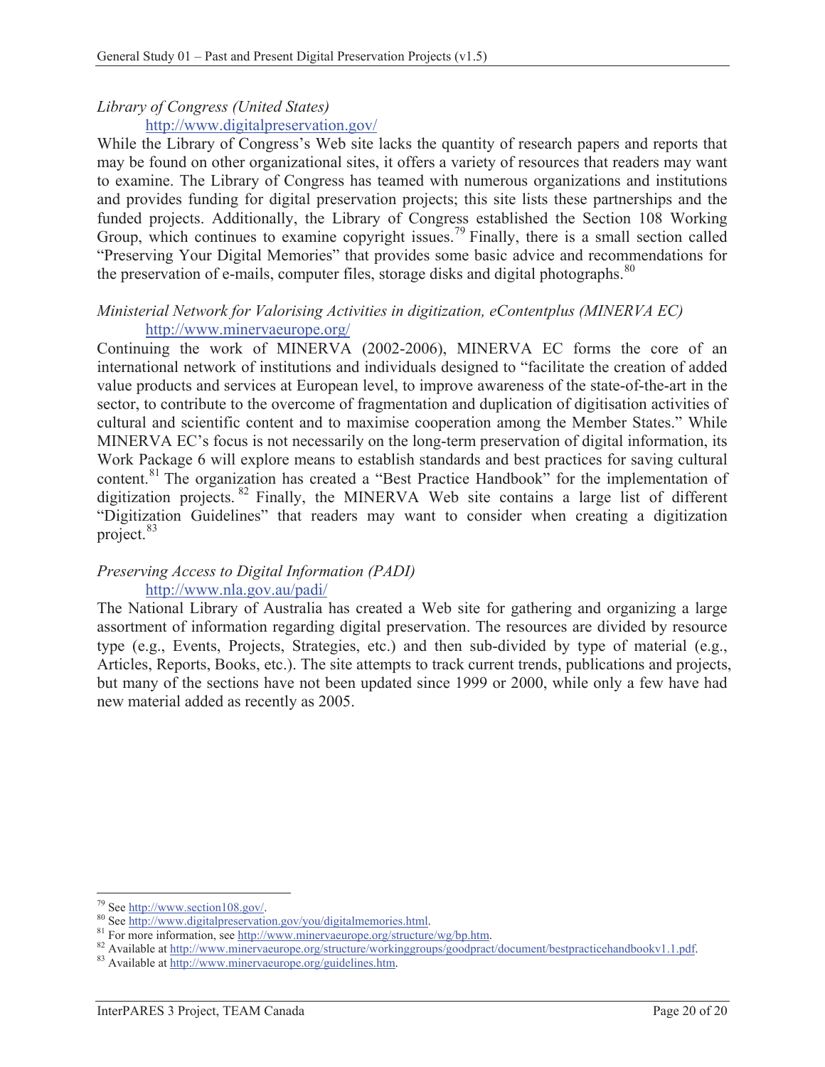*Library of Congress (United States)*

http://www.digitalpreservation.gov/

While the Library of Congress's Web site lacks the quantity of research papers and reports that may be found on other organizational sites, it offers a variety of resources that readers may want to examine. The Library of Congress has teamed with numerous organizations and institutions and provides funding for digital preservation projects; this site lists these partnerships and the funded projects. Additionally, the Library of Congress established the Section 108 Working Group, which continues to examine copyright issues.[79] Finally, there is a small section called "Preserving Your Digital Memories" that provides some basic advice and recommendations for the preservation of e-mails, computer files, storage disks and digital photographs.[80]

*Ministerial Network for Valorising Activities in digitization, eContentplus (MINERVA EC)*

http://www.minervaeurope.org/

Continuing the work of MINERVA (2002-2006), MINERVA EC forms the core of an international network of institutions and individuals designed to "facilitate the creation of added value products and services at European level, to improve awareness of the state-of-the-art in the sector, to contribute to the overcome of fragmentation and duplication of digitisation activities of cultural and scientific content and to maximise cooperation among the Member States." While MINERVA EC's focus is not necessarily on the long-term preservation of digital information, its Work Package 6 will explore means to establish standards and best practices for saving cultural content.[81] The organization has created a "Best Practice Handbook" for the implementation of digitization projects.[82] Finally, the MINERVA Web site contains a large list of different "Digitization Guidelines" that readers may want to consider when creating a digitization project.[83]

*Preserving Access to Digital Information (PADI)*

http://www.nla.gov.au/padi/

The National Library of Australia has created a Web site for gathering and organizing a large assortment of information regarding digital preservation. The resources are divided by resource type (e.g., Events, Projects, Strategies, etc.) and then sub-divided by type of material (e.g., Articles, Reports, Books, etc.). The site attempts to track current trends, publications and projects, but many of the sections have not been updated since 1999 or 2000, while only a few have had new material added as recently as 2005.

---

[79] See http://www.section108.gov/.

[80] See http://www.digitalpreservation.gov/you/digitalmemories.html.

[81] For more information, see http://www.minervaeurope.org/structure/wg/bp.htm.

[82] Available at http://www.minervaeurope.org/structure/workinggroups/goodpract/document/bestpracticehandbookv1.1.pdf.

[83] Available at http://www.minervaeurope.org/guidelines.htm.